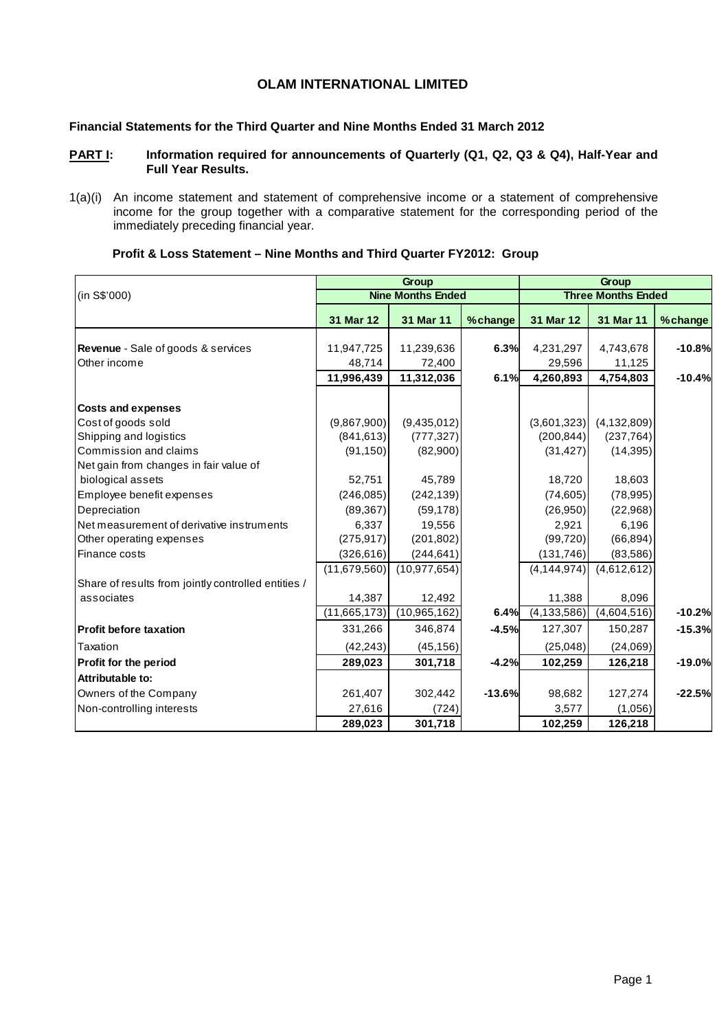# OLAM INTERNATIONAL LIMITED

**Financial Statements for the Third Quarter and Nine Months Ended 31 March 2012**

**PART I: Information required for announcements of Quarterly (Q1, Q2, Q3 & Q4), Half-Year and Full Year Results.**

1(a)(i) An income statement and statement of comprehensive income or a statement of comprehensive income for the group together with a comparative statement for the corresponding period of the immediately preceding financial year.

**Profit & Loss Statement – Nine Months and Third Quarter FY2012: Group**

| (in S$'000) | Group | | | Group | | |
|---|---|---|---|---|---|---|
| | Nine Months Ended | | | Three Months Ended | | |
| | 31 Mar 12 | 31 Mar 11 | % change | 31 Mar 12 | 31 Mar 11 | % change |
| **Revenue** - Sale of goods & services | 11,947,725 | 11,239,636 | **6.3%** | 4,231,297 | 4,743,678 | **-10.8%** |
| Other income | 48,714 | 72,400 | | 29,596 | 11,125 | |
| | **11,996,439** | **11,312,036** | **6.1%** | **4,260,893** | **4,754,803** | **-10.4%** |
| **Costs and expenses** | | | | | | |
| Cost of goods sold | (9,867,900) | (9,435,012) | | (3,601,323) | (4,132,809) | |
| Shipping and logistics | (841,613) | (777,327) | | (200,844) | (237,764) | |
| Commission and claims | (91,150) | (82,900) | | (31,427) | (14,395) | |
| Net gain from changes in fair value of biological assets | 52,751 | 45,789 | | 18,720 | 18,603 | |
| Employee benefit expenses | (246,085) | (242,139) | | (74,605) | (78,995) | |
| Depreciation | (89,367) | (59,178) | | (26,950) | (22,968) | |
| Net measurement of derivative instruments | 6,337 | 19,556 | | 2,921 | 6,196 | |
| Other operating expenses | (275,917) | (201,802) | | (99,720) | (66,894) | |
| Finance costs | (326,616) | (244,641) | | (131,746) | (83,586) | |
| | (11,679,560) | (10,977,654) | | (4,144,974) | (4,612,612) | |
| Share of results from jointly controlled entities / associates | 14,387 | 12,492 | | 11,388 | 8,096 | |
| | (11,665,173) | (10,965,162) | **6.4%** | (4,133,586) | (4,604,516) | **-10.2%** |
| **Profit before taxation** | 331,266 | 346,874 | **-4.5%** | 127,307 | 150,287 | **-15.3%** |
| Taxation | (42,243) | (45,156) | | (25,048) | (24,069) | |
| **Profit for the period** | **289,023** | **301,718** | **-4.2%** | **102,259** | **126,218** | **-19.0%** |
| **Attributable to:** | | | | | | |
| Owners of the Company | 261,407 | 302,442 | **-13.6%** | 98,682 | 127,274 | **-22.5%** |
| Non-controlling interests | 27,616 | (724) | | 3,577 | (1,056) | |
| | **289,023** | **301,718** | | **102,259** | **126,218** | |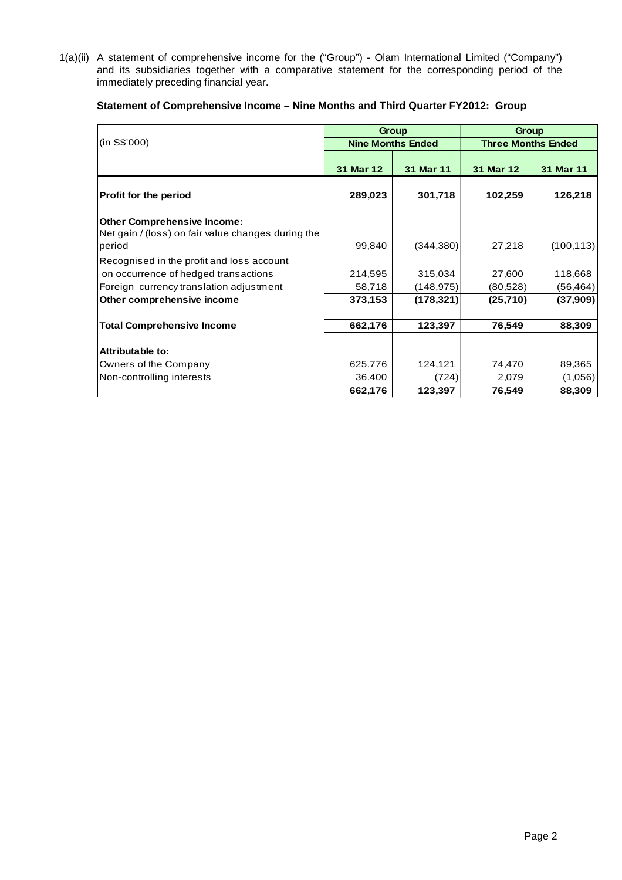1(a)(ii) A statement of comprehensive income for the ("Group") - Olam International Limited ("Company") and its subsidiaries together with a comparative statement for the corresponding period of the immediately preceding financial year.

**Statement of Comprehensive Income – Nine Months and Third Quarter FY2012: Group**

| (in S$'000) | Group | | Group | |
|---|---|---|---|---|
| | **Nine Months Ended** | | **Three Months Ended** | |
| | **31 Mar 12** | **31 Mar 11** | **31 Mar 12** | **31 Mar 11** |
| **Profit for the period** | **289,023** | **301,718** | **102,259** | **126,218** |
| **Other Comprehensive Income:** | | | | |
| Net gain / (loss) on fair value changes during the period | 99,840 | (344,380) | 27,218 | (100,113) |
| Recognised in the profit and loss account on occurrence of hedged transactions | 214,595 | 315,034 | 27,600 | 118,668 |
| Foreign currency translation adjustment | 58,718 | (148,975) | (80,528) | (56,464) |
| **Other comprehensive income** | **373,153** | **(178,321)** | **(25,710)** | **(37,909)** |
| **Total Comprehensive Income** | **662,176** | **123,397** | **76,549** | **88,309** |
| **Attributable to:** | | | | |
| Owners of the Company | 625,776 | 124,121 | 74,470 | 89,365 |
| Non-controlling interests | 36,400 | (724) | 2,079 | (1,056) |
| | **662,176** | **123,397** | **76,549** | **88,309** |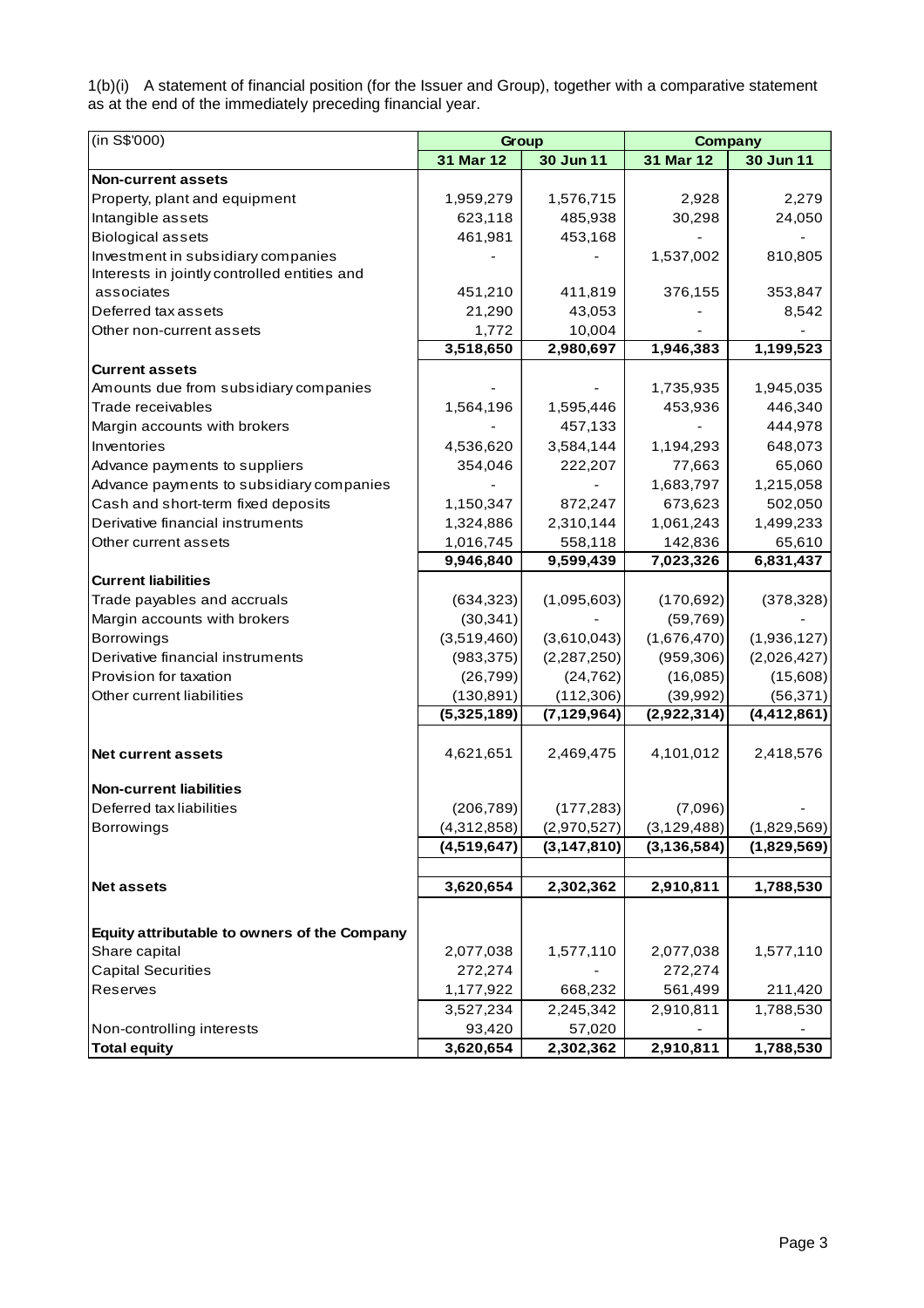1(b)(i) A statement of financial position (for the Issuer and Group), together with a comparative statement as at the end of the immediately preceding financial year.

| (in S$'000) | Group | | Company | |
|---|---|---|---|---|
| | **31 Mar 12** | **30 Jun 11** | **31 Mar 12** | **30 Jun 11** |
| **Non-current assets** | | | | |
| Property, plant and equipment | 1,959,279 | 1,576,715 | 2,928 | 2,279 |
| Intangible assets | 623,118 | 485,938 | 30,298 | 24,050 |
| Biological assets | 461,981 | 453,168 | - | - |
| Investment in subsidiary companies | - | - | 1,537,002 | 810,805 |
| Interests in jointly controlled entities and associates | 451,210 | 411,819 | 376,155 | 353,847 |
| Deferred tax assets | 21,290 | 43,053 | - | 8,542 |
| Other non-current assets | 1,772 | 10,004 | - | - |
| | **3,518,650** | **2,980,697** | **1,946,383** | **1,199,523** |
| **Current assets** | | | | |
| Amounts due from subsidiary companies | - | - | 1,735,935 | 1,945,035 |
| Trade receivables | 1,564,196 | 1,595,446 | 453,936 | 446,340 |
| Margin accounts with brokers | - | 457,133 | - | 444,978 |
| Inventories | 4,536,620 | 3,584,144 | 1,194,293 | 648,073 |
| Advance payments to suppliers | 354,046 | 222,207 | 77,663 | 65,060 |
| Advance payments to subsidiary companies | - | - | 1,683,797 | 1,215,058 |
| Cash and short-term fixed deposits | 1,150,347 | 872,247 | 673,623 | 502,050 |
| Derivative financial instruments | 1,324,886 | 2,310,144 | 1,061,243 | 1,499,233 |
| Other current assets | 1,016,745 | 558,118 | 142,836 | 65,610 |
| | **9,946,840** | **9,599,439** | **7,023,326** | **6,831,437** |
| **Current liabilities** | | | | |
| Trade payables and accruals | (634,323) | (1,095,603) | (170,692) | (378,328) |
| Margin accounts with brokers | (30,341) | - | (59,769) | - |
| Borrowings | (3,519,460) | (3,610,043) | (1,676,470) | (1,936,127) |
| Derivative financial instruments | (983,375) | (2,287,250) | (959,306) | (2,026,427) |
| Provision for taxation | (26,799) | (24,762) | (16,085) | (15,608) |
| Other current liabilities | (130,891) | (112,306) | (39,992) | (56,371) |
| | **(5,325,189)** | **(7,129,964)** | **(2,922,314)** | **(4,412,861)** |
| **Net current assets** | 4,621,651 | 2,469,475 | 4,101,012 | 2,418,576 |
| **Non-current liabilities** | | | | |
| Deferred tax liabilities | (206,789) | (177,283) | (7,096) | - |
| Borrowings | (4,312,858) | (2,970,527) | (3,129,488) | (1,829,569) |
| | **(4,519,647)** | **(3,147,810)** | **(3,136,584)** | **(1,829,569)** |
| **Net assets** | **3,620,654** | **2,302,362** | **2,910,811** | **1,788,530** |
| **Equity attributable to owners of the Company** | | | | |
| Share capital | 2,077,038 | 1,577,110 | 2,077,038 | 1,577,110 |
| Capital Securities | 272,274 | - | 272,274 | |
| Reserves | 1,177,922 | 668,232 | 561,499 | 211,420 |
| | 3,527,234 | 2,245,342 | 2,910,811 | 1,788,530 |
| Non-controlling interests | 93,420 | 57,020 | - | - |
| **Total equity** | **3,620,654** | **2,302,362** | **2,910,811** | **1,788,530** |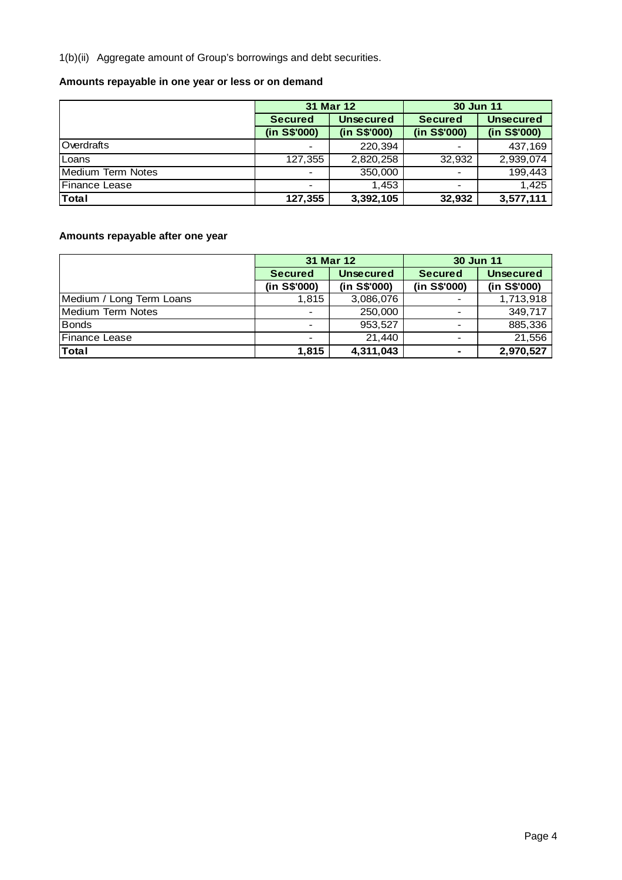1(b)(ii) Aggregate amount of Group's borrowings and debt securities.

**Amounts repayable in one year or less or on demand**

| | 31 Mar 12 | | 30 Jun 11 | |
|---|---|---|---|---|
| | **Secured** | **Unsecured** | **Secured** | **Unsecured** |
| | **(in S$'000)** | **(in S$'000)** | **(in S$'000)** | **(in S$'000)** |
| Overdrafts | - | 220,394 | - | 437,169 |
| Loans | 127,355 | 2,820,258 | 32,932 | 2,939,074 |
| Medium Term Notes | - | 350,000 | - | 199,443 |
| Finance Lease | - | 1,453 | - | 1,425 |
| **Total** | **127,355** | **3,392,105** | **32,932** | **3,577,111** |

**Amounts repayable after one year**

| | 31 Mar 12 | | 30 Jun 11 | |
|---|---|---|---|---|
| | **Secured** | **Unsecured** | **Secured** | **Unsecured** |
| | **(in S$'000)** | **(in S$'000)** | **(in S$'000)** | **(in S$'000)** |
| Medium / Long Term Loans | 1,815 | 3,086,076 | - | 1,713,918 |
| Medium Term Notes | - | 250,000 | - | 349,717 |
| Bonds | - | 953,527 | - | 885,336 |
| Finance Lease | - | 21,440 | - | 21,556 |
| **Total** | **1,815** | **4,311,043** | **-** | **2,970,527** |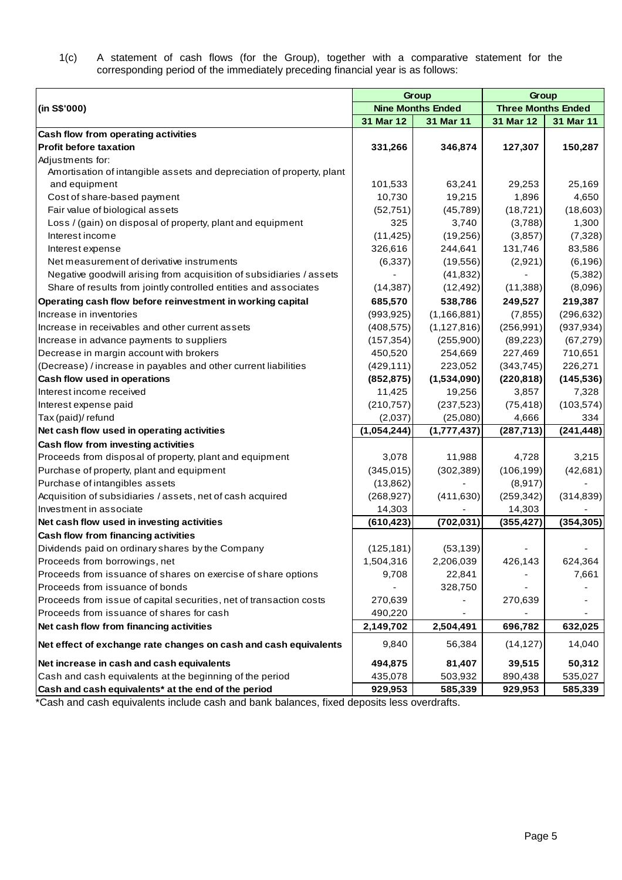1(c) A statement of cash flows (for the Group), together with a comparative statement for the corresponding period of the immediately preceding financial year is as follows:

| (in S$'000) | Group | | Group | |
|---|---|---|---|---|
| | **Nine Months Ended** | | **Three Months Ended** | |
| | **31 Mar 12** | **31 Mar 11** | **31 Mar 12** | **31 Mar 11** |
| **Cash flow from operating activities** | | | | |
| **Profit before taxation** | **331,266** | **346,874** | **127,307** | **150,287** |
| Adjustments for: | | | | |
| Amortisation of intangible assets and depreciation of property, plant and equipment | 101,533 | 63,241 | 29,253 | 25,169 |
| Cost of share-based payment | 10,730 | 19,215 | 1,896 | 4,650 |
| Fair value of biological assets | (52,751) | (45,789) | (18,721) | (18,603) |
| Loss / (gain) on disposal of property, plant and equipment | 325 | 3,740 | (3,788) | 1,300 |
| Interest income | (11,425) | (19,256) | (3,857) | (7,328) |
| Interest expense | 326,616 | 244,641 | 131,746 | 83,586 |
| Net measurement of derivative instruments | (6,337) | (19,556) | (2,921) | (6,196) |
| Negative goodwill arising from acquisition of subsidiaries / assets | - | (41,832) | - | (5,382) |
| Share of results from jointly controlled entities and associates | (14,387) | (12,492) | (11,388) | (8,096) |
| **Operating cash flow before reinvestment in working capital** | **685,570** | **538,786** | **249,527** | **219,387** |
| Increase in inventories | (993,925) | (1,166,881) | (7,855) | (296,632) |
| Increase in receivables and other current assets | (408,575) | (1,127,816) | (256,991) | (937,934) |
| Increase in advance payments to suppliers | (157,354) | (255,900) | (89,223) | (67,279) |
| Decrease in margin account with brokers | 450,520 | 254,669 | 227,469 | 710,651 |
| (Decrease) / increase in payables and other current liabilities | (429,111) | 223,052 | (343,745) | 226,271 |
| **Cash flow used in operations** | **(852,875)** | **(1,534,090)** | **(220,818)** | **(145,536)** |
| Interest income received | 11,425 | 19,256 | 3,857 | 7,328 |
| Interest expense paid | (210,757) | (237,523) | (75,418) | (103,574) |
| Tax (paid)/ refund | (2,037) | (25,080) | 4,666 | 334 |
| **Net cash flow used in operating activities** | **(1,054,244)** | **(1,777,437)** | **(287,713)** | **(241,448)** |
| **Cash flow from investing activities** | | | | |
| Proceeds from disposal of property, plant and equipment | 3,078 | 11,988 | 4,728 | 3,215 |
| Purchase of property, plant and equipment | (345,015) | (302,389) | (106,199) | (42,681) |
| Purchase of intangibles assets | (13,862) | - | (8,917) | - |
| Acquisition of subsidiaries / assets, net of cash acquired | (268,927) | (411,630) | (259,342) | (314,839) |
| Investment in associate | 14,303 | - | 14,303 | - |
| **Net cash flow used in investing activities** | **(610,423)** | **(702,031)** | **(355,427)** | **(354,305)** |
| **Cash flow from financing activities** | | | | |
| Dividends paid on ordinary shares by the Company | (125,181) | (53,139) | - | - |
| Proceeds from borrowings, net | 1,504,316 | 2,206,039 | 426,143 | 624,364 |
| Proceeds from issuance of shares on exercise of share options | 9,708 | 22,841 | - | 7,661 |
| Proceeds from issuance of bonds | - | 328,750 | - | - |
| Proceeds from issue of capital securities, net of transaction costs | 270,639 | - | 270,639 | - |
| Proceeds from issuance of shares for cash | 490,220 | - | - | - |
| **Net cash flow from financing activities** | **2,149,702** | **2,504,491** | **696,782** | **632,025** |
| **Net effect of exchange rate changes on cash and cash equivalents** | 9,840 | 56,384 | (14,127) | 14,040 |
| **Net increase in cash and cash equivalents** | **494,875** | **81,407** | **39,515** | **50,312** |
| Cash and cash equivalents at the beginning of the period | 435,078 | 503,932 | 890,438 | 535,027 |
| **Cash and cash equivalents* at the end of the period** | **929,953** | **585,339** | **929,953** | **585,339** |

*Cash and cash equivalents include cash and bank balances, fixed deposits less overdrafts.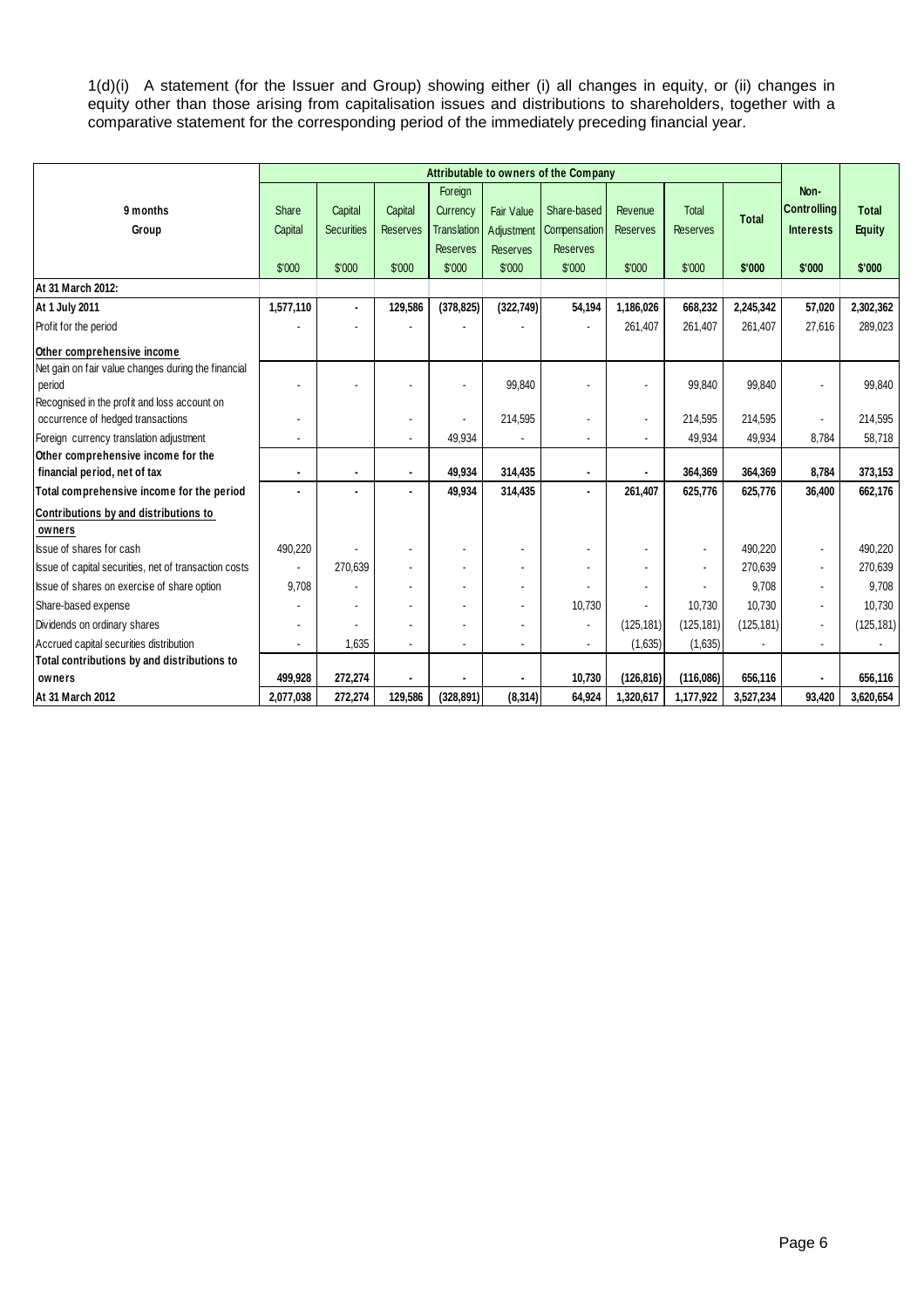1(d)(i) A statement (for the Issuer and Group) showing either (i) all changes in equity, or (ii) changes in equity other than those arising from capitalisation issues and distributions to shareholders, together with a comparative statement for the corresponding period of the immediately preceding financial year.

| 9 months Group | Attributable to owners of the Company | | | | | | | | | Non-Controlling Interests | Total Equity |
|---|---|---|---|---|---|---|---|---|---|---|---|
| | Share Capital | Capital Securities | Capital Reserves | Foreign Currency Translation Reserves | Fair Value Adjustment Reserves | Share-based Compensation Reserves | Revenue Reserves | Total Reserves | Total | | |
| | $'000 | $'000 | $'000 | $'000 | $'000 | $'000 | $'000 | $'000 | $'000 | $'000 | $'000 |
| **At 31 March 2012:** | | | | | | | | | | | |
| **At 1 July 2011** | **1,577,110** | **-** | **129,586** | **(378,825)** | **(322,749)** | **54,194** | **1,186,026** | **668,232** | **2,245,342** | **57,020** | **2,302,362** |
| Profit for the period | - | - | - | - | - | - | 261,407 | 261,407 | 261,407 | 27,616 | 289,023 |
| **Other comprehensive income** | | | | | | | | | | | |
| Net gain on fair value changes during the financial period | - | - | - | - | 99,840 | - | - | 99,840 | 99,840 | - | 99,840 |
| Recognised in the profit and loss account on occurrence of hedged transactions | - | | - | - | 214,595 | - | - | 214,595 | 214,595 | - | 214,595 |
| Foreign currency translation adjustment | - | | - | 49,934 | - | - | - | 49,934 | 49,934 | 8,784 | 58,718 |
| **Other comprehensive income for the financial period, net of tax** | **-** | **-** | **-** | **49,934** | **314,435** | **-** | **-** | **364,369** | **364,369** | **8,784** | **373,153** |
| **Total comprehensive income for the period** | **-** | **-** | **-** | **49,934** | **314,435** | **-** | **261,407** | **625,776** | **625,776** | **36,400** | **662,176** |
| **Contributions by and distributions to owners** | | | | | | | | | | | |
| Issue of shares for cash | 490,220 | - | - | - | - | - | - | - | 490,220 | - | 490,220 |
| Issue of capital securities, net of transaction costs | - | 270,639 | - | - | - | - | - | - | 270,639 | - | 270,639 |
| Issue of shares on exercise of share option | 9,708 | - | - | - | - | - | - | - | 9,708 | - | 9,708 |
| Share-based expense | - | - | - | - | - | 10,730 | - | 10,730 | 10,730 | - | 10,730 |
| Dividends on ordinary shares | - | - | - | - | - | - | (125,181) | (125,181) | (125,181) | - | (125,181) |
| Accrued capital securities distribution | - | 1,635 | - | - | - | - | (1,635) | (1,635) | - | - | - |
| **Total contributions by and distributions to owners** | **499,928** | **272,274** | **-** | **-** | **-** | **10,730** | **(126,816)** | **(116,086)** | **656,116** | **-** | **656,116** |
| **At 31 March 2012** | **2,077,038** | **272,274** | **129,586** | **(328,891)** | **(8,314)** | **64,924** | **1,320,617** | **1,177,922** | **3,527,234** | **93,420** | **3,620,654** |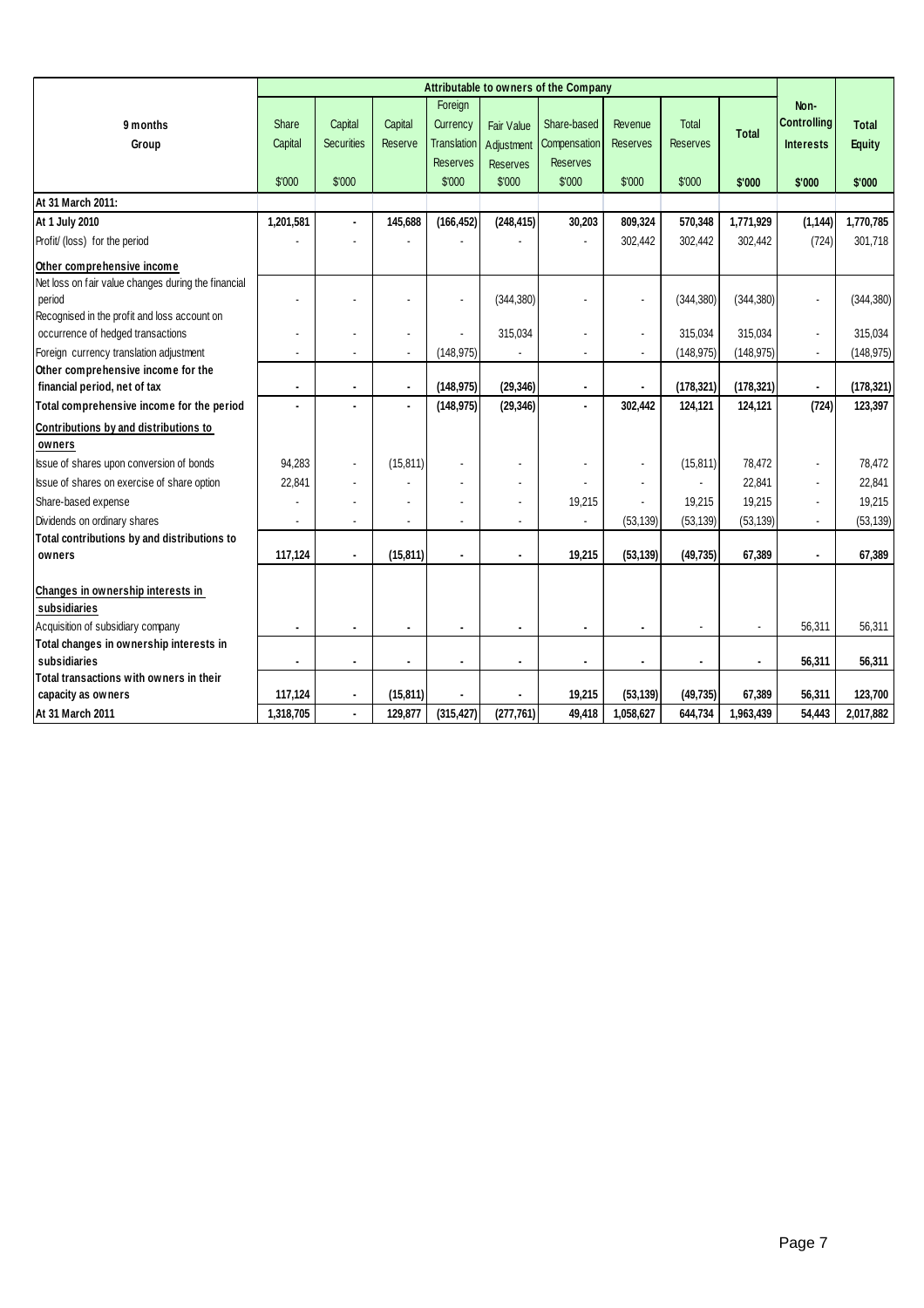| 9 months Group | Attributable to owners of the Company | | | | | | | | | Non-Controlling Interests | Total Equity |
|---|---|---|---|---|---|---|---|---|---|---|---|
| | Share Capital | Capital Securities | Capital Reserve | Foreign Currency Translation Reserves | Fair Value Adjustment Reserves | Share-based Compensation Reserves | Revenue Reserves | Total Reserves | Total | | |
| | $'000 | $'000 | | $'000 | $'000 | $'000 | $'000 | $'000 | $'000 | $'000 | $'000 |
| **At 31 March 2011:** | | | | | | | | | | | |
| **At 1 July 2010** | **1,201,581** | **-** | **145,688** | **(166,452)** | **(248,415)** | **30,203** | **809,324** | **570,348** | **1,771,929** | **(1,144)** | **1,770,785** |
| Profit/ (loss) for the period | - | - | - | - | - | - | 302,442 | 302,442 | 302,442 | (724) | 301,718 |
| **Other comprehensive income** | | | | | | | | | | | |
| Net loss on fair value changes during the financial period | - | - | - | - | (344,380) | - | - | (344,380) | (344,380) | - | (344,380) |
| Recognised in the profit and loss account on occurrence of hedged transactions | - | - | - | - | 315,034 | - | - | 315,034 | 315,034 | - | 315,034 |
| Foreign currency translation adjustment | - | - | - | (148,975) | - | - | - | (148,975) | (148,975) | - | (148,975) |
| **Other comprehensive income for the financial period, net of tax** | **-** | **-** | **-** | **(148,975)** | **(29,346)** | **-** | **-** | **(178,321)** | **(178,321)** | **-** | **(178,321)** |
| **Total comprehensive income for the period** | **-** | **-** | **-** | **(148,975)** | **(29,346)** | **-** | **302,442** | **124,121** | **124,121** | **(724)** | **123,397** |
| **Contributions by and distributions to owners** | | | | | | | | | | | |
| Issue of shares upon conversion of bonds | 94,283 | - | (15,811) | - | - | - | - | (15,811) | 78,472 | - | 78,472 |
| Issue of shares on exercise of share option | 22,841 | - | - | - | - | - | - | - | 22,841 | - | 22,841 |
| Share-based expense | - | - | - | - | - | 19,215 | - | 19,215 | 19,215 | - | 19,215 |
| Dividends on ordinary shares | - | - | - | - | - | - | (53,139) | (53,139) | (53,139) | - | (53,139) |
| **Total contributions by and distributions to owners** | **117,124** | **-** | **(15,811)** | **-** | **-** | **19,215** | **(53,139)** | **(49,735)** | **67,389** | **-** | **67,389** |
| **Changes in ownership interests in subsidiaries** | | | | | | | | | | | |
| Acquisition of subsidiary company | - | - | - | - | - | - | - | - | - | 56,311 | 56,311 |
| **Total changes in ownership interests in subsidiaries** | **-** | **-** | **-** | **-** | **-** | **-** | **-** | **-** | **-** | **56,311** | **56,311** |
| **Total transactions with owners in their capacity as owners** | **117,124** | **-** | **(15,811)** | **-** | **-** | **19,215** | **(53,139)** | **(49,735)** | **67,389** | **56,311** | **123,700** |
| **At 31 March 2011** | **1,318,705** | **-** | **129,877** | **(315,427)** | **(277,761)** | **49,418** | **1,058,627** | **644,734** | **1,963,439** | **54,443** | **2,017,882** |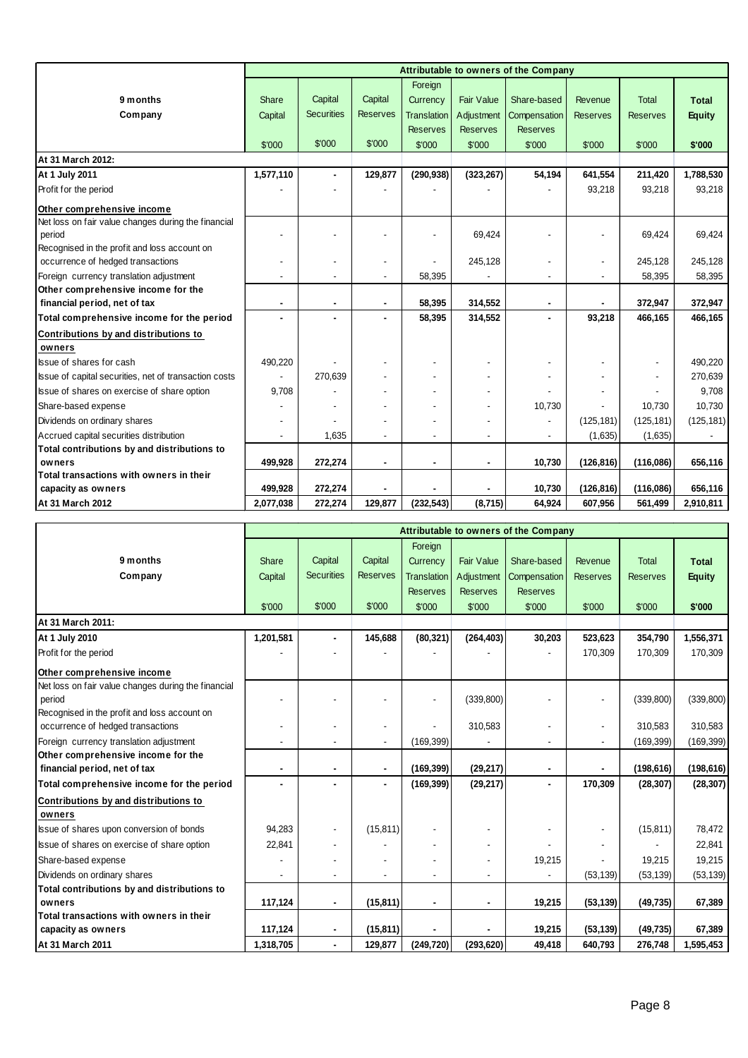| 9 months Company | Attributable to owners of the Company | | | | | | | | |
|---|---|---|---|---|---|---|---|---|---|
| | Share Capital | Capital Securities | Capital Reserves | Foreign Currency Translation Reserves | Fair Value Adjustment Reserves | Share-based Compensation Reserves | Revenue Reserves | Total Reserves | **Total Equity** |
| | $'000 | $'000 | $'000 | $'000 | $'000 | $'000 | $'000 | $'000 | **$'000** |
| **At 31 March 2012:** | | | | | | | | | |
| **At 1 July 2011** | **1,577,110** | **-** | **129,877** | **(290,938)** | **(323,267)** | **54,194** | **641,554** | **211,420** | **1,788,530** |
| Profit for the period | - | - | - | - | - | - | 93,218 | 93,218 | 93,218 |
| **Other comprehensive income** | | | | | | | | | |
| Net loss on fair value changes during the financial period | - | - | - | - | 69,424 | - | - | 69,424 | 69,424 |
| Recognised in the profit and loss account on occurrence of hedged transactions | - | - | - | - | 245,128 | - | - | 245,128 | 245,128 |
| Foreign currency translation adjustment | - | - | - | 58,395 | - | - | - | 58,395 | 58,395 |
| **Other comprehensive income for the financial period, net of tax** | **-** | **-** | **-** | **58,395** | **314,552** | **-** | **-** | **372,947** | **372,947** |
| **Total comprehensive income for the period** | **-** | **-** | **-** | **58,395** | **314,552** | **-** | **93,218** | **466,165** | **466,165** |
| **Contributions by and distributions to owners** | | | | | | | | | |
| Issue of shares for cash | 490,220 | - | - | - | - | - | - | - | 490,220 |
| Issue of capital securities, net of transaction costs | - | 270,639 | - | - | - | - | - | - | 270,639 |
| Issue of shares on exercise of share option | 9,708 | - | - | - | - | - | - | - | 9,708 |
| Share-based expense | - | - | - | - | - | 10,730 | - | 10,730 | 10,730 |
| Dividends on ordinary shares | - | - | - | - | - | - | (125,181) | (125,181) | (125,181) |
| Accrued capital securities distribution | - | 1,635 | - | - | - | - | (1,635) | (1,635) | - |
| **Total contributions by and distributions to owners** | **499,928** | **272,274** | **-** | **-** | **-** | **10,730** | **(126,816)** | **(116,086)** | **656,116** |
| **Total transactions with owners in their capacity as owners** | **499,928** | **272,274** | **-** | **-** | **-** | **10,730** | **(126,816)** | **(116,086)** | **656,116** |
| **At 31 March 2012** | **2,077,038** | **272,274** | **129,877** | **(232,543)** | **(8,715)** | **64,924** | **607,956** | **561,499** | **2,910,811** |

| 9 months Company | Attributable to owners of the Company | | | | | | | | |
|---|---|---|---|---|---|---|---|---|---|
| | Share Capital | Capital Securities | Capital Reserves | Foreign Currency Translation Reserves | Fair Value Adjustment Reserves | Share-based Compensation Reserves | Revenue Reserves | Total Reserves | **Total Equity** |
| | $'000 | $'000 | $'000 | $'000 | $'000 | $'000 | $'000 | $'000 | **$'000** |
| **At 31 March 2011:** | | | | | | | | | |
| **At 1 July 2010** | **1,201,581** | **-** | **145,688** | **(80,321)** | **(264,403)** | **30,203** | **523,623** | **354,790** | **1,556,371** |
| Profit for the period | - | - | - | - | - | - | 170,309 | 170,309 | 170,309 |
| **Other comprehensive income** | | | | | | | | | |
| Net loss on fair value changes during the financial period | - | - | - | - | (339,800) | - | - | (339,800) | (339,800) |
| Recognised in the profit and loss account on occurrence of hedged transactions | - | - | - | - | 310,583 | - | - | 310,583 | 310,583 |
| Foreign currency translation adjustment | - | - | - | (169,399) | - | - | - | (169,399) | (169,399) |
| **Other comprehensive income for the financial period, net of tax** | **-** | **-** | **-** | **(169,399)** | **(29,217)** | **-** | **-** | **(198,616)** | **(198,616)** |
| **Total comprehensive income for the period** | **-** | **-** | **-** | **(169,399)** | **(29,217)** | **-** | **170,309** | **(28,307)** | **(28,307)** |
| **Contributions by and distributions to owners** | | | | | | | | | |
| Issue of shares upon conversion of bonds | 94,283 | - | (15,811) | - | - | - | - | (15,811) | 78,472 |
| Issue of shares on exercise of share option | 22,841 | - | - | - | - | - | - | - | 22,841 |
| Share-based expense | - | - | - | - | - | 19,215 | - | 19,215 | 19,215 |
| Dividends on ordinary shares | - | - | - | - | - | - | (53,139) | (53,139) | (53,139) |
| **Total contributions by and distributions to owners** | **117,124** | **-** | **(15,811)** | **-** | **-** | **19,215** | **(53,139)** | **(49,735)** | **67,389** |
| **Total transactions with owners in their capacity as owners** | **117,124** | **-** | **(15,811)** | **-** | **-** | **19,215** | **(53,139)** | **(49,735)** | **67,389** |
| **At 31 March 2011** | **1,318,705** | **-** | **129,877** | **(249,720)** | **(293,620)** | **49,418** | **640,793** | **276,748** | **1,595,453** |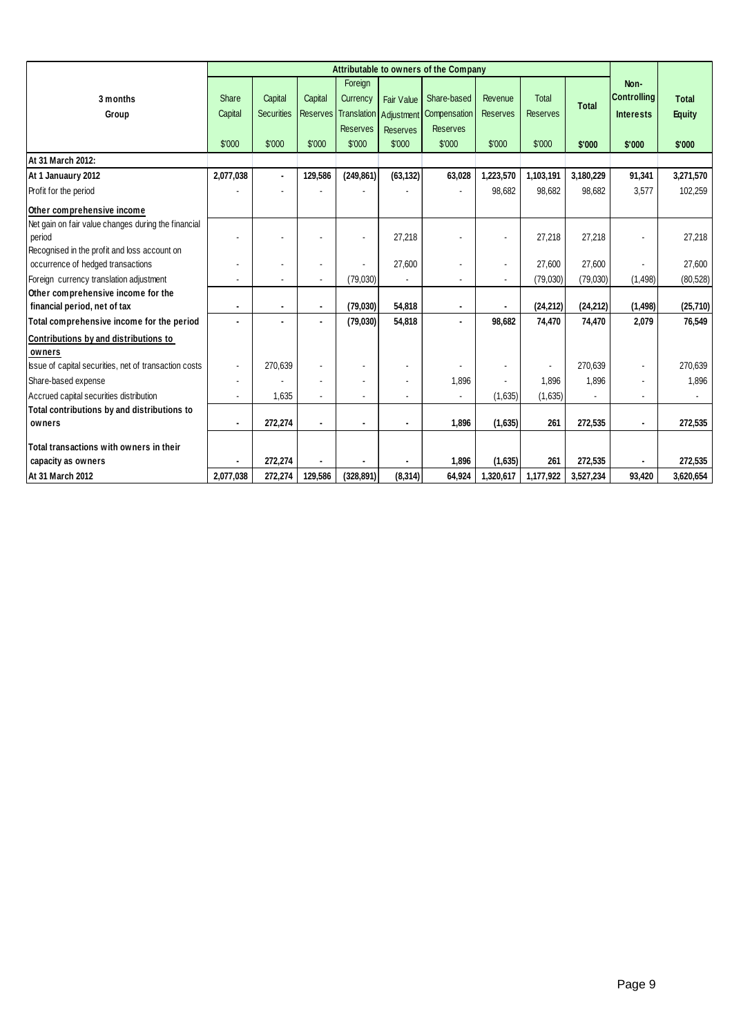| 3 months<br>Group | Attributable to owners of the Company | | | | | | | | | Non-Controlling Interests | Total Equity |
|---|---|---|---|---|---|---|---|---|---|---|---|
| | Share Capital | Capital Securities | Capital Reserves | Foreign Currency Translation Reserves | Fair Value Adjustment Reserves | Share-based Compensation Reserves | Revenue Reserves | Total Reserves | **Total** | | |
| | $'000 | $'000 | $'000 | $'000 | $'000 | $'000 | $'000 | $'000 | **$'000** | **$'000** | **$'000** |
| **At 31 March 2012:** | | | | | | | | | | | |
| **At 1 Januaury 2012** | **2,077,038** | **-** | **129,586** | **(249,861)** | **(63,132)** | **63,028** | **1,223,570** | **1,103,191** | **3,180,229** | **91,341** | **3,271,570** |
| Profit for the period | - | - | - | - | - | - | 98,682 | 98,682 | 98,682 | 3,577 | 102,259 |
| **Other comprehensive income** | | | | | | | | | | | |
| Net gain on fair value changes during the financial period | - | - | - | - | 27,218 | - | - | 27,218 | 27,218 | - | 27,218 |
| Recognised in the profit and loss account on occurrence of hedged transactions | - | - | - | - | 27,600 | - | - | 27,600 | 27,600 | - | 27,600 |
| Foreign currency translation adjustment | - | - | - | (79,030) | - | - | - | (79,030) | (79,030) | (1,498) | (80,528) |
| **Other comprehensive income for the financial period, net of tax** | **-** | **-** | **-** | **(79,030)** | **54,818** | **-** | **-** | **(24,212)** | **(24,212)** | **(1,498)** | **(25,710)** |
| **Total comprehensive income for the period** | **-** | **-** | **-** | **(79,030)** | **54,818** | **-** | **98,682** | **74,470** | **74,470** | **2,079** | **76,549** |
| **Contributions by and distributions to owners** | | | | | | | | | | | |
| Issue of capital securities, net of transaction costs | - | 270,639 | - | - | - | - | - | - | 270,639 | - | 270,639 |
| Share-based expense | - | - | - | - | - | 1,896 | - | 1,896 | 1,896 | - | 1,896 |
| Accrued capital securities distribution | - | 1,635 | - | - | - | - | (1,635) | (1,635) | - | - | - |
| **Total contributions by and distributions to owners** | **-** | **272,274** | **-** | **-** | **-** | **1,896** | **(1,635)** | **261** | **272,535** | **-** | **272,535** |
| **Total transactions with owners in their capacity as owners** | **-** | **272,274** | **-** | **-** | **-** | **1,896** | **(1,635)** | **261** | **272,535** | **-** | **272,535** |
| **At 31 March 2012** | **2,077,038** | **272,274** | **129,586** | **(328,891)** | **(8,314)** | **64,924** | **1,320,617** | **1,177,922** | **3,527,234** | **93,420** | **3,620,654** |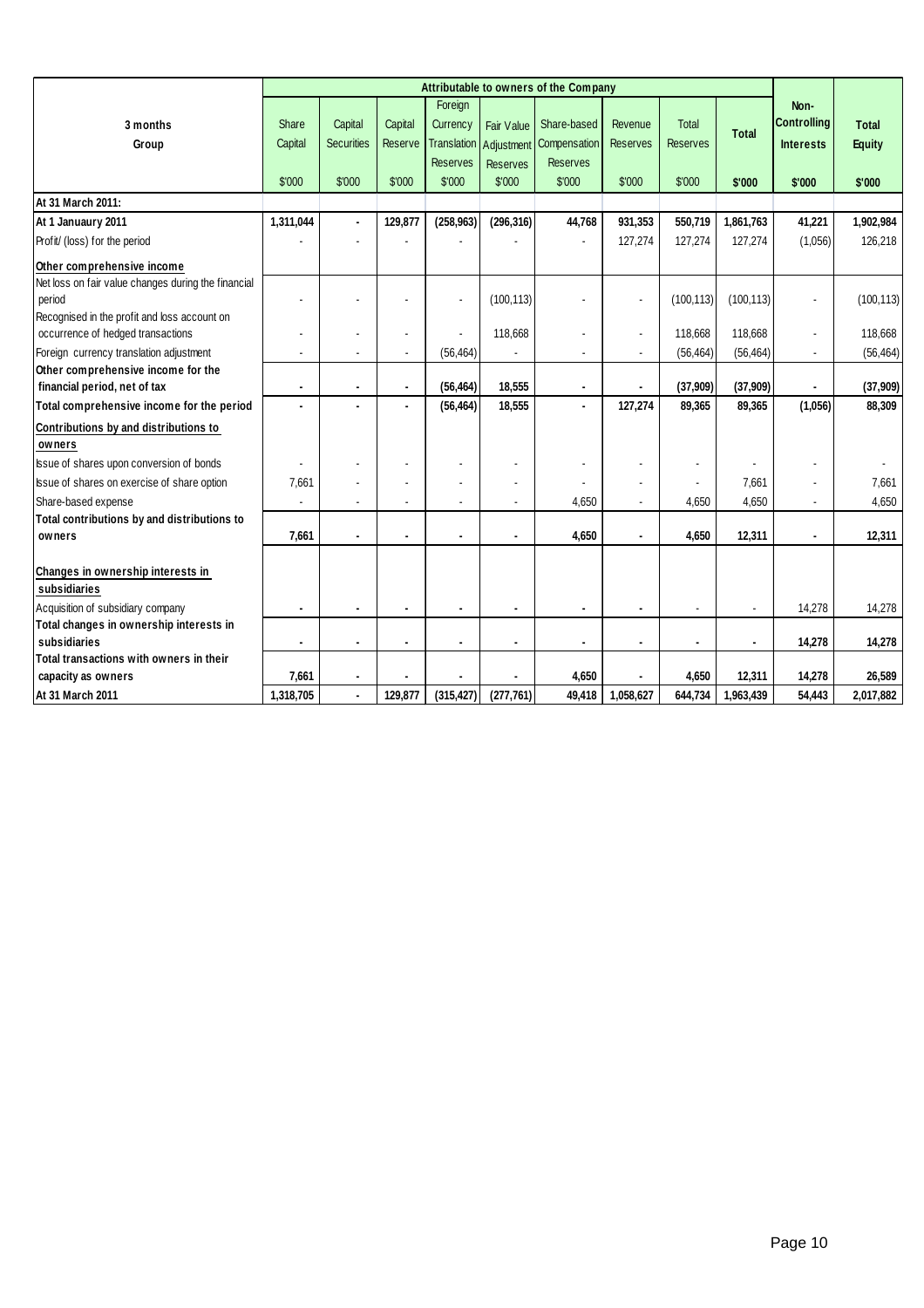| 3 months Group | Attributable to owners of the Company | | | | | | | | | Non-Controlling Interests | Total Equity |
|---|---|---|---|---|---|---|---|---|---|---|---|
| | Share Capital | Capital Securities | Capital Reserve | Foreign Currency Translation Reserves | Fair Value Adjustment Reserves | Share-based Compensation Reserves | Revenue Reserves | Total Reserves | Total | | |
| | $'000 | $'000 | $'000 | $'000 | $'000 | $'000 | $'000 | $'000 | $'000 | $'000 | $'000 |
| **At 31 March 2011:** | | | | | | | | | | | |
| **At 1 Januaury 2011** | **1,311,044** | **-** | **129,877** | **(258,963)** | **(296,316)** | **44,768** | **931,353** | **550,719** | **1,861,763** | **41,221** | **1,902,984** |
| Profit/ (loss) for the period | - | - | - | - | - | - | 127,274 | 127,274 | 127,274 | (1,056) | 126,218 |
| **Other comprehensive income** | | | | | | | | | | | |
| Net loss on fair value changes during the financial period | - | - | - | - | (100,113) | - | - | (100,113) | (100,113) | - | (100,113) |
| Recognised in the profit and loss account on occurrence of hedged transactions | - | - | - | - | 118,668 | - | - | 118,668 | 118,668 | - | 118,668 |
| Foreign currency translation adjustment | - | - | - | (56,464) | - | - | - | (56,464) | (56,464) | - | (56,464) |
| **Other comprehensive income for the financial period, net of tax** | **-** | **-** | **-** | **(56,464)** | **18,555** | **-** | **-** | **(37,909)** | **(37,909)** | **-** | **(37,909)** |
| **Total comprehensive income for the period** | **-** | **-** | **-** | **(56,464)** | **18,555** | **-** | **127,274** | **89,365** | **89,365** | **(1,056)** | **88,309** |
| **Contributions by and distributions to owners** | | | | | | | | | | | |
| Issue of shares upon conversion of bonds | - | - | - | - | - | - | - | - | - | - | - |
| Issue of shares on exercise of share option | 7,661 | - | - | - | - | - | - | - | 7,661 | - | 7,661 |
| Share-based expense | - | - | - | - | - | 4,650 | - | 4,650 | 4,650 | - | 4,650 |
| **Total contributions by and distributions to owners** | **7,661** | **-** | **-** | **-** | **-** | **4,650** | **-** | **4,650** | **12,311** | **-** | **12,311** |
| **Changes in ownership interests in subsidiaries** | | | | | | | | | | | |
| Acquisition of subsidiary company | - | - | - | - | - | - | - | - | - | 14,278 | 14,278 |
| **Total changes in ownership interests in subsidiaries** | **-** | **-** | **-** | **-** | **-** | **-** | **-** | **-** | **-** | **14,278** | **14,278** |
| **Total transactions with owners in their capacity as owners** | **7,661** | **-** | **-** | **-** | **-** | **4,650** | **-** | **4,650** | **12,311** | **14,278** | **26,589** |
| **At 31 March 2011** | **1,318,705** | **-** | **129,877** | **(315,427)** | **(277,761)** | **49,418** | **1,058,627** | **644,734** | **1,963,439** | **54,443** | **2,017,882** |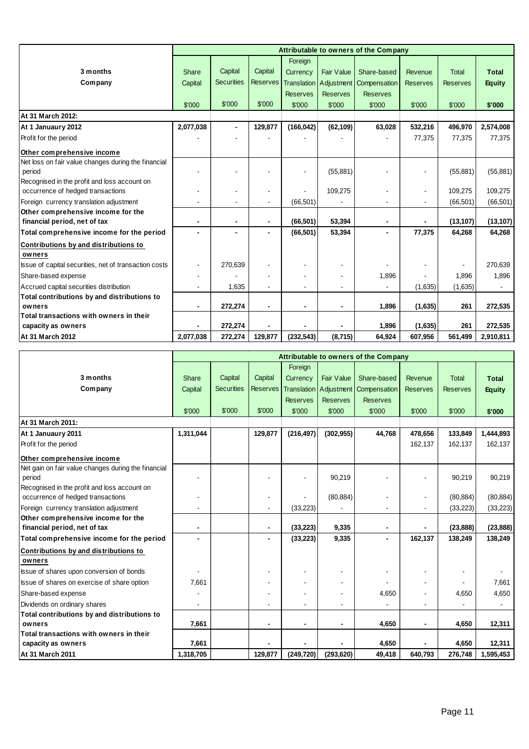| 3 months Company | Attributable to owners of the Company | | | | | | | | |
|---|---|---|---|---|---|---|---|---|---|
| | Share Capital | Capital Securities | Capital Reserves | Foreign Currency Translation Reserves | Fair Value Adjustment Reserves | Share-based Compensation Reserves | Revenue Reserves | Total Reserves | **Total Equity** |
| | $'000 | $'000 | $'000 | $'000 | $'000 | $'000 | $'000 | $'000 | **$'000** |
| **At 31 March 2012:** | | | | | | | | | |
| **At 1 Januaury 2012** | **2,077,038** | **-** | **129,877** | **(166,042)** | **(62,109)** | **63,028** | **532,216** | **496,970** | **2,574,008** |
| Profit for the period | - | - | - | - | - | - | 77,375 | 77,375 | 77,375 |
| **Other comprehensive income** | | | | | | | | | |
| Net loss on fair value changes during the financial period | - | - | - | - | (55,881) | - | - | (55,881) | (55,881) |
| Recognised in the profit and loss account on occurrence of hedged transactions | - | - | - | - | 109,275 | - | - | 109,275 | 109,275 |
| Foreign currency translation adjustment | - | - | - | (66,501) | - | - | - | (66,501) | (66,501) |
| **Other comprehensive income for the financial period, net of tax** | **-** | **-** | **-** | **(66,501)** | **53,394** | **-** | **-** | **(13,107)** | **(13,107)** |
| **Total comprehensive income for the period** | **-** | **-** | **-** | **(66,501)** | **53,394** | **-** | **77,375** | **64,268** | **64,268** |
| **Contributions by and distributions to owners** | | | | | | | | | |
| Issue of capital securities, net of transaction costs | - | 270,639 | - | - | - | - | - | - | 270,639 |
| Share-based expense | - | - | - | - | - | 1,896 | - | 1,896 | 1,896 |
| Accrued capital securities distribution | - | 1,635 | - | - | - | - | (1,635) | (1,635) | - |
| **Total contributions by and distributions to owners** | **-** | **272,274** | **-** | **-** | **-** | **1,896** | **(1,635)** | **261** | **272,535** |
| **Total transactions with owners in their capacity as owners** | **-** | **272,274** | **-** | **-** | **-** | **1,896** | **(1,635)** | **261** | **272,535** |
| **At 31 March 2012** | **2,077,038** | **272,274** | **129,877** | **(232,543)** | **(8,715)** | **64,924** | **607,956** | **561,499** | **2,910,811** |

| 3 months Company | Attributable to owners of the Company | | | | | | | | |
|---|---|---|---|---|---|---|---|---|---|
| | Share Capital | Capital Securities | Capital Reserves | Foreign Currency Translation Reserves | Fair Value Adjustment Reserves | Share-based Compensation Reserves | Revenue Reserves | Total Reserves | **Total Equity** |
| | $'000 | $'000 | $'000 | $'000 | $'000 | $'000 | $'000 | $'000 | **$'000** |
| **At 31 March 2011:** | | | | | | | | | |
| **At 1 Januaury 2011** | **1,311,044** | | **129,877** | **(216,497)** | **(302,955)** | **44,768** | **478,656** | **133,849** | **1,444,893** |
| Profit for the period | | | | | | | 162,137 | 162,137 | 162,137 |
| **Other comprehensive income** | | | | | | | | | |
| Net gain on fair value changes during the financial period | - | | - | - | 90,219 | - | - | 90,219 | 90,219 |
| Recognised in the profit and loss account on occurrence of hedged transactions | - | | - | - | (80,884) | - | - | (80,884) | (80,884) |
| Foreign currency translation adjustment | - | | - | (33,223) | - | - | - | (33,223) | (33,223) |
| **Other comprehensive income for the financial period, net of tax** | **-** | | **-** | **(33,223)** | **9,335** | **-** | **-** | **(23,888)** | **(23,888)** |
| **Total comprehensive income for the period** | **-** | | **-** | **(33,223)** | **9,335** | **-** | **162,137** | **138,249** | **138,249** |
| **Contributions by and distributions to owners** | | | | | | | | | |
| Issue of shares upon conversion of bonds | - | | - | - | - | - | - | - | - |
| Issue of shares on exercise of share option | 7,661 | | - | - | - | - | - | - | 7,661 |
| Share-based expense | - | | - | - | - | 4,650 | - | 4,650 | 4,650 |
| Dividends on ordinary shares | - | | - | - | - | - | - | - | - |
| **Total contributions by and distributions to owners** | **7,661** | | **-** | **-** | **-** | **4,650** | **-** | **4,650** | **12,311** |
| **Total transactions with owners in their capacity as owners** | **7,661** | | **-** | **-** | **-** | **4,650** | **-** | **4,650** | **12,311** |
| **At 31 March 2011** | **1,318,705** | | **129,877** | **(249,720)** | **(293,620)** | **49,418** | **640,793** | **276,748** | **1,595,453** |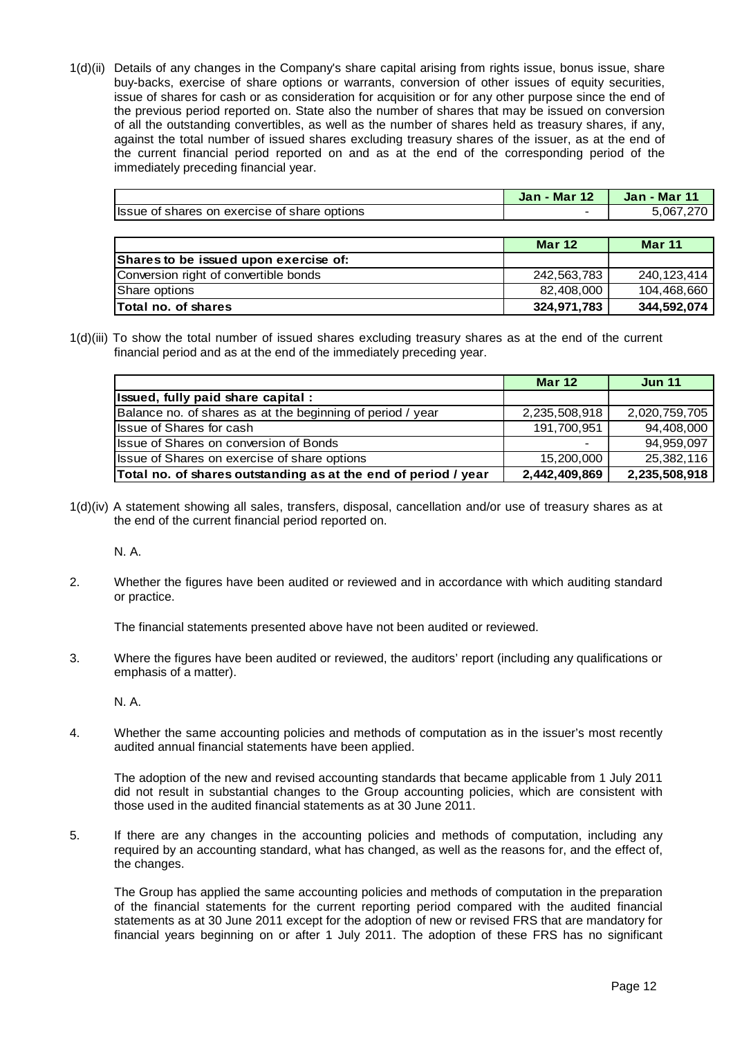1(d)(ii) Details of any changes in the Company's share capital arising from rights issue, bonus issue, share buy-backs, exercise of share options or warrants, conversion of other issues of equity securities, issue of shares for cash or as consideration for acquisition or for any other purpose since the end of the previous period reported on. State also the number of shares that may be issued on conversion of all the outstanding convertibles, as well as the number of shares held as treasury shares, if any, against the total number of issued shares excluding treasury shares of the issuer, as at the end of the current financial period reported on and as at the end of the corresponding period of the immediately preceding financial year.

| | **Jan - Mar 12** | **Jan - Mar 11** |
|---|---|---|
| Issue of shares on exercise of share options | - | 5,067,270 |

| | **Mar 12** | **Mar 11** |
|---|---|---|
| **Shares to be issued upon exercise of:** | | |
| Conversion right of convertible bonds | 242,563,783 | 240,123,414 |
| Share options | 82,408,000 | 104,468,660 |
| **Total no. of shares** | **324,971,783** | **344,592,074** |

1(d)(iii) To show the total number of issued shares excluding treasury shares as at the end of the current financial period and as at the end of the immediately preceding year.

| | **Mar 12** | **Jun 11** |
|---|---|---|
| **Issued, fully paid share capital :** | | |
| Balance no. of shares as at the beginning of period / year | 2,235,508,918 | 2,020,759,705 |
| Issue of Shares for cash | 191,700,951 | 94,408,000 |
| Issue of Shares on conversion of Bonds | - | 94,959,097 |
| Issue of Shares on exercise of share options | 15,200,000 | 25,382,116 |
| **Total no. of shares outstanding as at the end of period / year** | **2,442,409,869** | **2,235,508,918** |

1(d)(iv) A statement showing all sales, transfers, disposal, cancellation and/or use of treasury shares as at the end of the current financial period reported on.

N. A.

2. Whether the figures have been audited or reviewed and in accordance with which auditing standard or practice.

The financial statements presented above have not been audited or reviewed.

3. Where the figures have been audited or reviewed, the auditors' report (including any qualifications or emphasis of a matter).

N. A.

4. Whether the same accounting policies and methods of computation as in the issuer's most recently audited annual financial statements have been applied.

The adoption of the new and revised accounting standards that became applicable from 1 July 2011 did not result in substantial changes to the Group accounting policies, which are consistent with those used in the audited financial statements as at 30 June 2011.

5. If there are any changes in the accounting policies and methods of computation, including any required by an accounting standard, what has changed, as well as the reasons for, and the effect of, the changes.

The Group has applied the same accounting policies and methods of computation in the preparation of the financial statements for the current reporting period compared with the audited financial statements as at 30 June 2011 except for the adoption of new or revised FRS that are mandatory for financial years beginning on or after 1 July 2011. The adoption of these FRS has no significant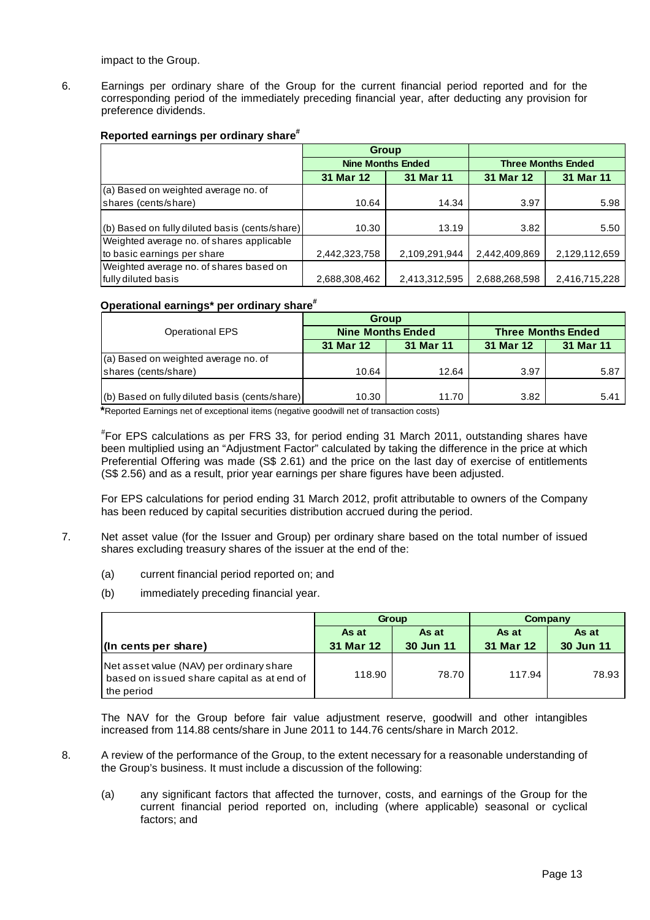impact to the Group.

6. Earnings per ordinary share of the Group for the current financial period reported and for the corresponding period of the immediately preceding financial year, after deducting any provision for preference dividends.

**Reported earnings per ordinary share#**

| | Group | | | |
|---|---|---|---|---|
| | Nine Months Ended | | Three Months Ended | |
| | 31 Mar 12 | 31 Mar 11 | 31 Mar 12 | 31 Mar 11 |
| (a) Based on weighted average no. of shares (cents/share) | 10.64 | 14.34 | 3.97 | 5.98 |
| (b) Based on fully diluted basis (cents/share) | 10.30 | 13.19 | 3.82 | 5.50 |
| Weighted average no. of shares applicable to basic earnings per share | 2,442,323,758 | 2,109,291,944 | 2,442,409,869 | 2,129,112,659 |
| Weighted average no. of shares based on fully diluted basis | 2,688,308,462 | 2,413,312,595 | 2,688,268,598 | 2,416,715,228 |

**Operational earnings\* per ordinary share#**

| Operational EPS | Group | | | |
|---|---|---|---|---|
| | Nine Months Ended | | Three Months Ended | |
| | 31 Mar 12 | 31 Mar 11 | 31 Mar 12 | 31 Mar 11 |
| (a) Based on weighted average no. of shares (cents/share) | 10.64 | 12.64 | 3.97 | 5.87 |
| (b) Based on fully diluted basis (cents/share) | 10.30 | 11.70 | 3.82 | 5.41 |

**\***Reported Earnings net of exceptional items (negative goodwill net of transaction costs)

#For EPS calculations as per FRS 33, for period ending 31 March 2011, outstanding shares have been multiplied using an "Adjustment Factor" calculated by taking the difference in the price at which Preferential Offering was made (S$ 2.61) and the price on the last day of exercise of entitlements (S$ 2.56) and as a result, prior year earnings per share figures have been adjusted.

For EPS calculations for period ending 31 March 2012, profit attributable to owners of the Company has been reduced by capital securities distribution accrued during the period.

7. Net asset value (for the Issuer and Group) per ordinary share based on the total number of issued shares excluding treasury shares of the issuer at the end of the:

   (a) current financial period reported on; and

   (b) immediately preceding financial year.

| | Group | | Company | |
|---|---|---|---|---|
| **(In cents per share)** | As at 31 Mar 12 | As at 30 Jun 11 | As at 31 Mar 12 | As at 30 Jun 11 |
| Net asset value (NAV) per ordinary share based on issued share capital as at end of the period | 118.90 | 78.70 | 117.94 | 78.93 |

The NAV for the Group before fair value adjustment reserve, goodwill and other intangibles increased from 114.88 cents/share in June 2011 to 144.76 cents/share in March 2012.

8. A review of the performance of the Group, to the extent necessary for a reasonable understanding of the Group's business. It must include a discussion of the following:

   (a) any significant factors that affected the turnover, costs, and earnings of the Group for the current financial period reported on, including (where applicable) seasonal or cyclical factors; and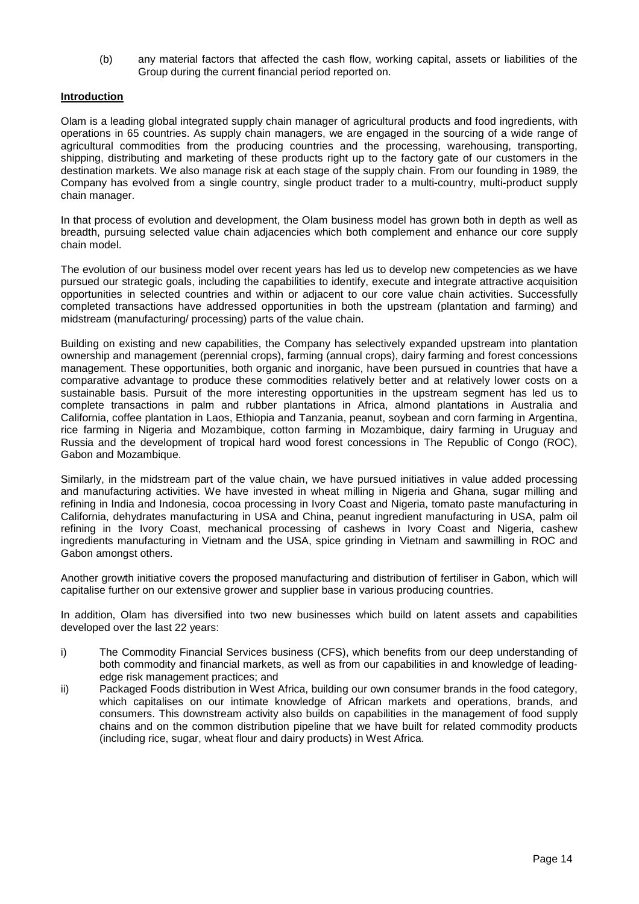(b) any material factors that affected the cash flow, working capital, assets or liabilities of the Group during the current financial period reported on.

**Introduction**

Olam is a leading global integrated supply chain manager of agricultural products and food ingredients, with operations in 65 countries. As supply chain managers, we are engaged in the sourcing of a wide range of agricultural commodities from the producing countries and the processing, warehousing, transporting, shipping, distributing and marketing of these products right up to the factory gate of our customers in the destination markets. We also manage risk at each stage of the supply chain. From our founding in 1989, the Company has evolved from a single country, single product trader to a multi-country, multi-product supply chain manager.

In that process of evolution and development, the Olam business model has grown both in depth as well as breadth, pursuing selected value chain adjacencies which both complement and enhance our core supply chain model.

The evolution of our business model over recent years has led us to develop new competencies as we have pursued our strategic goals, including the capabilities to identify, execute and integrate attractive acquisition opportunities in selected countries and within or adjacent to our core value chain activities. Successfully completed transactions have addressed opportunities in both the upstream (plantation and farming) and midstream (manufacturing/ processing) parts of the value chain.

Building on existing and new capabilities, the Company has selectively expanded upstream into plantation ownership and management (perennial crops), farming (annual crops), dairy farming and forest concessions management. These opportunities, both organic and inorganic, have been pursued in countries that have a comparative advantage to produce these commodities relatively better and at relatively lower costs on a sustainable basis. Pursuit of the more interesting opportunities in the upstream segment has led us to complete transactions in palm and rubber plantations in Africa, almond plantations in Australia and California, coffee plantation in Laos, Ethiopia and Tanzania, peanut, soybean and corn farming in Argentina, rice farming in Nigeria and Mozambique, cotton farming in Mozambique, dairy farming in Uruguay and Russia and the development of tropical hard wood forest concessions in The Republic of Congo (ROC), Gabon and Mozambique.

Similarly, in the midstream part of the value chain, we have pursued initiatives in value added processing and manufacturing activities. We have invested in wheat milling in Nigeria and Ghana, sugar milling and refining in India and Indonesia, cocoa processing in Ivory Coast and Nigeria, tomato paste manufacturing in California, dehydrates manufacturing in USA and China, peanut ingredient manufacturing in USA, palm oil refining in the Ivory Coast, mechanical processing of cashews in Ivory Coast and Nigeria, cashew ingredients manufacturing in Vietnam and the USA, spice grinding in Vietnam and sawmilling in ROC and Gabon amongst others.

Another growth initiative covers the proposed manufacturing and distribution of fertiliser in Gabon, which will capitalise further on our extensive grower and supplier base in various producing countries.

In addition, Olam has diversified into two new businesses which build on latent assets and capabilities developed over the last 22 years:

i) The Commodity Financial Services business (CFS), which benefits from our deep understanding of both commodity and financial markets, as well as from our capabilities in and knowledge of leading-edge risk management practices; and
ii) Packaged Foods distribution in West Africa, building our own consumer brands in the food category, which capitalises on our intimate knowledge of African markets and operations, brands, and consumers. This downstream activity also builds on capabilities in the management of food supply chains and on the common distribution pipeline that we have built for related commodity products (including rice, sugar, wheat flour and dairy products) in West Africa.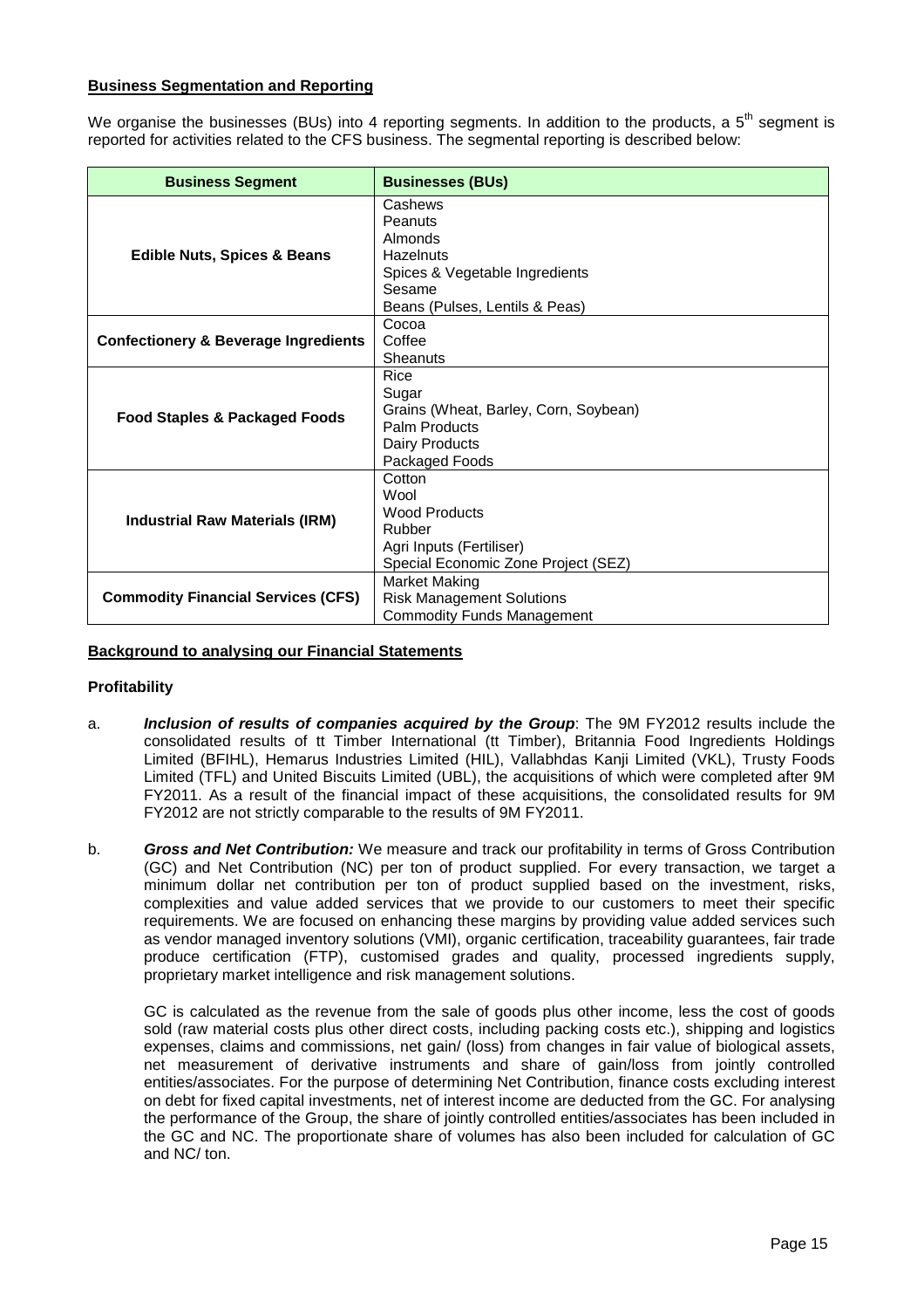**Business Segmentation and Reporting**

We organise the businesses (BUs) into 4 reporting segments. In addition to the products, a 5th segment is reported for activities related to the CFS business. The segmental reporting is described below:

| Business Segment | Businesses (BUs) |
|---|---|
| **Edible Nuts, Spices & Beans** | Cashews<br>Peanuts<br>Almonds<br>Hazelnuts<br>Spices & Vegetable Ingredients<br>Sesame<br>Beans (Pulses, Lentils & Peas) |
| **Confectionery & Beverage Ingredients** | Cocoa<br>Coffee<br>Sheanuts |
| **Food Staples & Packaged Foods** | Rice<br>Sugar<br>Grains (Wheat, Barley, Corn, Soybean)<br>Palm Products<br>Dairy Products<br>Packaged Foods |
| **Industrial Raw Materials (IRM)** | Cotton<br>Wool<br>Wood Products<br>Rubber<br>Agri Inputs (Fertiliser)<br>Special Economic Zone Project (SEZ) |
| **Commodity Financial Services (CFS)** | Market Making<br>Risk Management Solutions<br>Commodity Funds Management |

**Background to analysing our Financial Statements**

**Profitability**

a. ***Inclusion of results of companies acquired by the Group***: The 9M FY2012 results include the consolidated results of tt Timber International (tt Timber), Britannia Food Ingredients Holdings Limited (BFIHL), Hemarus Industries Limited (HIL), Vallabhdas Kanji Limited (VKL), Trusty Foods Limited (TFL) and United Biscuits Limited (UBL), the acquisitions of which were completed after 9M FY2011. As a result of the financial impact of these acquisitions, the consolidated results for 9M FY2012 are not strictly comparable to the results of 9M FY2011.

b. ***Gross and Net Contribution:*** We measure and track our profitability in terms of Gross Contribution (GC) and Net Contribution (NC) per ton of product supplied. For every transaction, we target a minimum dollar net contribution per ton of product supplied based on the investment, risks, complexities and value added services that we provide to our customers to meet their specific requirements. We are focused on enhancing these margins by providing value added services such as vendor managed inventory solutions (VMI), organic certification, traceability guarantees, fair trade produce certification (FTP), customised grades and quality, processed ingredients supply, proprietary market intelligence and risk management solutions.

   GC is calculated as the revenue from the sale of goods plus other income, less the cost of goods sold (raw material costs plus other direct costs, including packing costs etc.), shipping and logistics expenses, claims and commissions, net gain/ (loss) from changes in fair value of biological assets, net measurement of derivative instruments and share of gain/loss from jointly controlled entities/associates. For the purpose of determining Net Contribution, finance costs excluding interest on debt for fixed capital investments, net of interest income are deducted from the GC. For analysing the performance of the Group, the share of jointly controlled entities/associates has been included in the GC and NC. The proportionate share of volumes has also been included for calculation of GC and NC/ ton.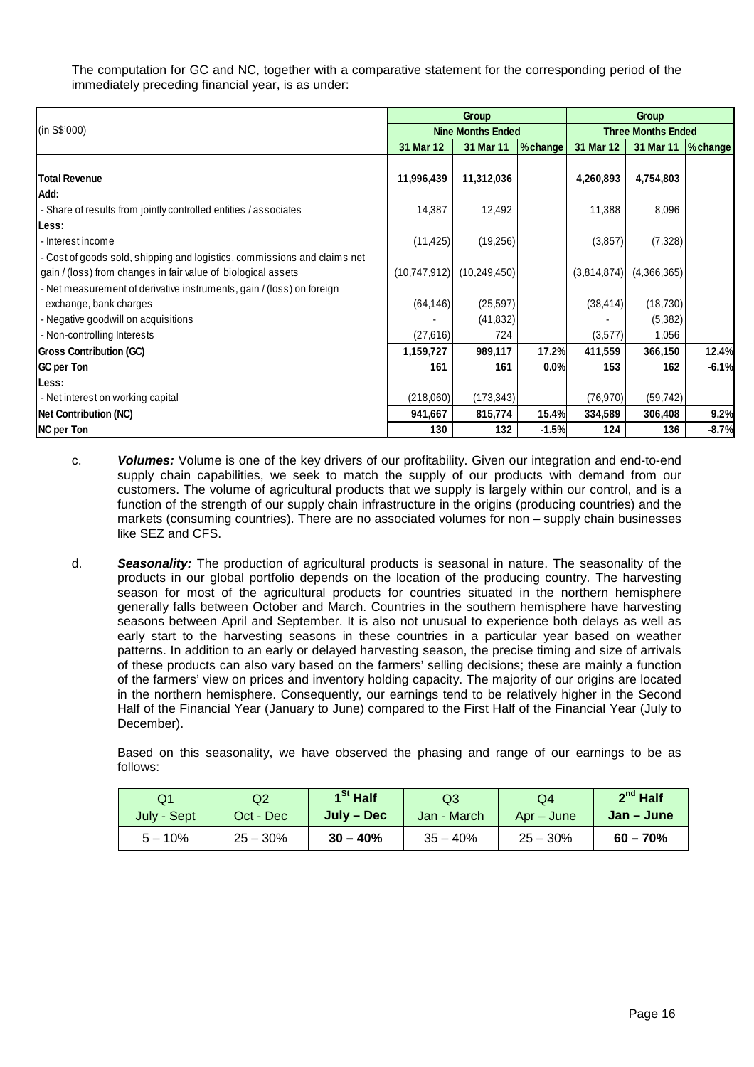The computation for GC and NC, together with a comparative statement for the corresponding period of the immediately preceding financial year, is as under:

| (in S$'000) | Group | | | Group | | |
|---|---|---|---|---|---|---|
| | Nine Months Ended | | | Three Months Ended | | |
| | 31 Mar 12 | 31 Mar 11 | % change | 31 Mar 12 | 31 Mar 11 | % change |
| **Total Revenue** | 11,996,439 | 11,312,036 | | 4,260,893 | 4,754,803 | |
| **Add:** | | | | | | |
| - Share of results from jointly controlled entities / associates | 14,387 | 12,492 | | 11,388 | 8,096 | |
| **Less:** | | | | | | |
| - Interest income | (11,425) | (19,256) | | (3,857) | (7,328) | |
| - Cost of goods sold, shipping and logistics, commissions and claims net gain / (loss) from changes in fair value of biological assets | (10,747,912) | (10,249,450) | | (3,814,874) | (4,366,365) | |
| - Net measurement of derivative instruments, gain / (loss) on foreign exchange, bank charges | (64,146) | (25,597) | | (38,414) | (18,730) | |
| - Negative goodwill on acquisitions | - | (41,832) | | - | (5,382) | |
| - Non-controlling Interests | (27,616) | 724 | | (3,577) | 1,056 | |
| **Gross Contribution (GC)** | 1,159,727 | 989,117 | 17.2% | 411,559 | 366,150 | 12.4% |
| **GC per Ton** | 161 | 161 | 0.0% | 153 | 162 | -6.1% |
| **Less:** | | | | | | |
| - Net interest on working capital | (218,060) | (173,343) | | (76,970) | (59,742) | |
| **Net Contribution (NC)** | 941,667 | 815,774 | 15.4% | 334,589 | 306,408 | 9.2% |
| **NC per Ton** | 130 | 132 | -1.5% | 124 | 136 | -8.7% |

c. ***Volumes:*** Volume is one of the key drivers of our profitability. Given our integration and end-to-end supply chain capabilities, we seek to match the supply of our products with demand from our customers. The volume of agricultural products that we supply is largely within our control, and is a function of the strength of our supply chain infrastructure in the origins (producing countries) and the markets (consuming countries). There are no associated volumes for non – supply chain businesses like SEZ and CFS.

d. ***Seasonality:*** The production of agricultural products is seasonal in nature. The seasonality of the products in our global portfolio depends on the location of the producing country. The harvesting season for most of the agricultural products for countries situated in the northern hemisphere generally falls between October and March. Countries in the southern hemisphere have harvesting seasons between April and September. It is also not unusual to experience both delays as well as early start to the harvesting seasons in these countries in a particular year based on weather patterns. In addition to an early or delayed harvesting season, the precise timing and size of arrivals of these products can also vary based on the farmers' selling decisions; these are mainly a function of the farmers' view on prices and inventory holding capacity. The majority of our origins are located in the northern hemisphere. Consequently, our earnings tend to be relatively higher in the Second Half of the Financial Year (January to June) compared to the First Half of the Financial Year (July to December).

Based on this seasonality, we have observed the phasing and range of our earnings to be as follows:

| Q1<br>July - Sept | Q2<br>Oct - Dec | **1st Half<br>July – Dec** | Q3<br>Jan - March | Q4<br>Apr – June | **2nd Half<br>Jan – June** |
|---|---|---|---|---|---|
| 5 – 10% | 25 – 30% | **30 – 40%** | 35 – 40% | 25 – 30% | **60 – 70%** |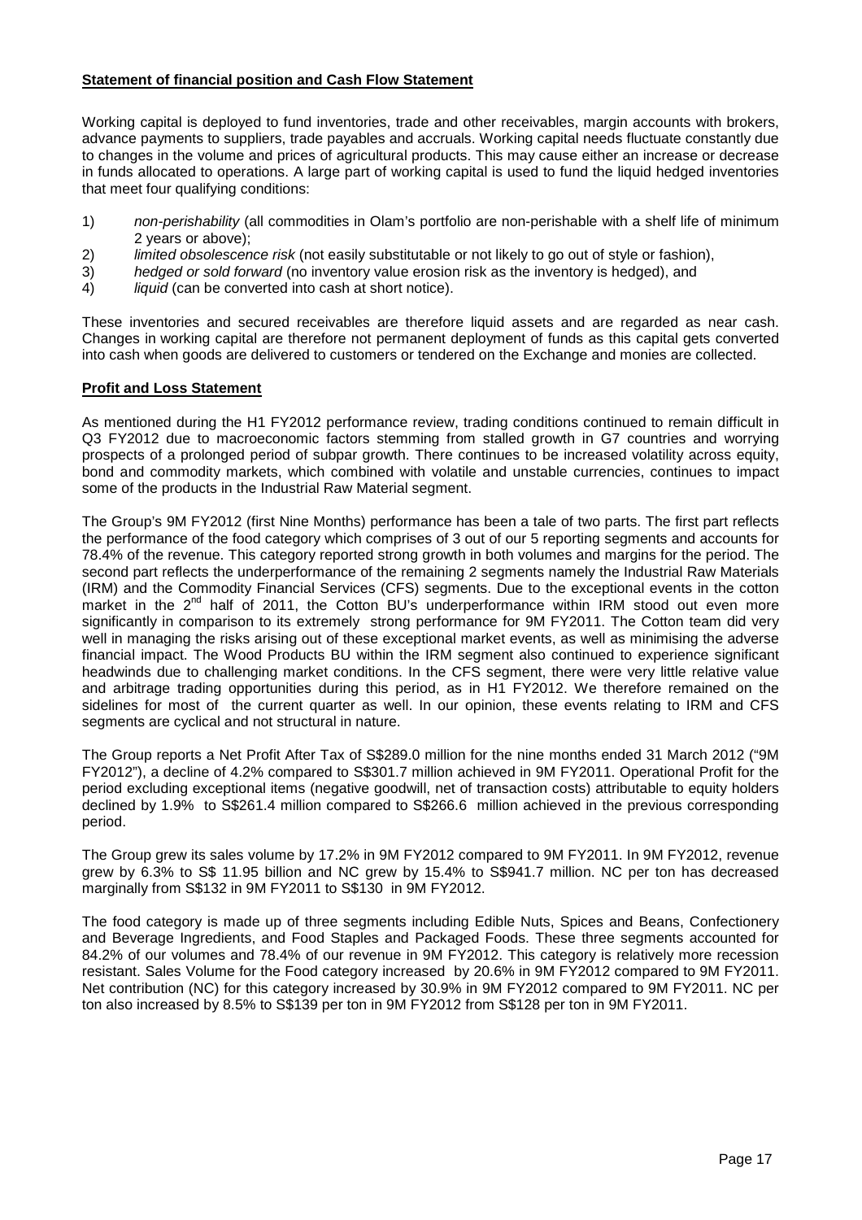## Statement of financial position and Cash Flow Statement

Working capital is deployed to fund inventories, trade and other receivables, margin accounts with brokers, advance payments to suppliers, trade payables and accruals. Working capital needs fluctuate constantly due to changes in the volume and prices of agricultural products. This may cause either an increase or decrease in funds allocated to operations. A large part of working capital is used to fund the liquid hedged inventories that meet four qualifying conditions:

1) *non-perishability* (all commodities in Olam's portfolio are non-perishable with a shelf life of minimum 2 years or above);
2) *limited obsolescence risk* (not easily substitutable or not likely to go out of style or fashion),
3) *hedged or sold forward* (no inventory value erosion risk as the inventory is hedged), and
4) *liquid* (can be converted into cash at short notice).

These inventories and secured receivables are therefore liquid assets and are regarded as near cash. Changes in working capital are therefore not permanent deployment of funds as this capital gets converted into cash when goods are delivered to customers or tendered on the Exchange and monies are collected.

## Profit and Loss Statement

As mentioned during the H1 FY2012 performance review, trading conditions continued to remain difficult in Q3 FY2012 due to macroeconomic factors stemming from stalled growth in G7 countries and worrying prospects of a prolonged period of subpar growth. There continues to be increased volatility across equity, bond and commodity markets, which combined with volatile and unstable currencies, continues to impact some of the products in the Industrial Raw Material segment.

The Group's 9M FY2012 (first Nine Months) performance has been a tale of two parts. The first part reflects the performance of the food category which comprises of 3 out of our 5 reporting segments and accounts for 78.4% of the revenue. This category reported strong growth in both volumes and margins for the period. The second part reflects the underperformance of the remaining 2 segments namely the Industrial Raw Materials (IRM) and the Commodity Financial Services (CFS) segments. Due to the exceptional events in the cotton market in the 2nd half of 2011, the Cotton BU's underperformance within IRM stood out even more significantly in comparison to its extremely strong performance for 9M FY2011. The Cotton team did very well in managing the risks arising out of these exceptional market events, as well as minimising the adverse financial impact. The Wood Products BU within the IRM segment also continued to experience significant headwinds due to challenging market conditions. In the CFS segment, there were very little relative value and arbitrage trading opportunities during this period, as in H1 FY2012. We therefore remained on the sidelines for most of the current quarter as well. In our opinion, these events relating to IRM and CFS segments are cyclical and not structural in nature.

The Group reports a Net Profit After Tax of S$289.0 million for the nine months ended 31 March 2012 ("9M FY2012"), a decline of 4.2% compared to S$301.7 million achieved in 9M FY2011. Operational Profit for the period excluding exceptional items (negative goodwill, net of transaction costs) attributable to equity holders declined by 1.9% to S$261.4 million compared to S$266.6 million achieved in the previous corresponding period.

The Group grew its sales volume by 17.2% in 9M FY2012 compared to 9M FY2011. In 9M FY2012, revenue grew by 6.3% to S$ 11.95 billion and NC grew by 15.4% to S$941.7 million. NC per ton has decreased marginally from S$132 in 9M FY2011 to S$130 in 9M FY2012.

The food category is made up of three segments including Edible Nuts, Spices and Beans, Confectionery and Beverage Ingredients, and Food Staples and Packaged Foods. These three segments accounted for 84.2% of our volumes and 78.4% of our revenue in 9M FY2012. This category is relatively more recession resistant. Sales Volume for the Food category increased by 20.6% in 9M FY2012 compared to 9M FY2011. Net contribution (NC) for this category increased by 30.9% in 9M FY2012 compared to 9M FY2011. NC per ton also increased by 8.5% to S$139 per ton in 9M FY2012 from S$128 per ton in 9M FY2011.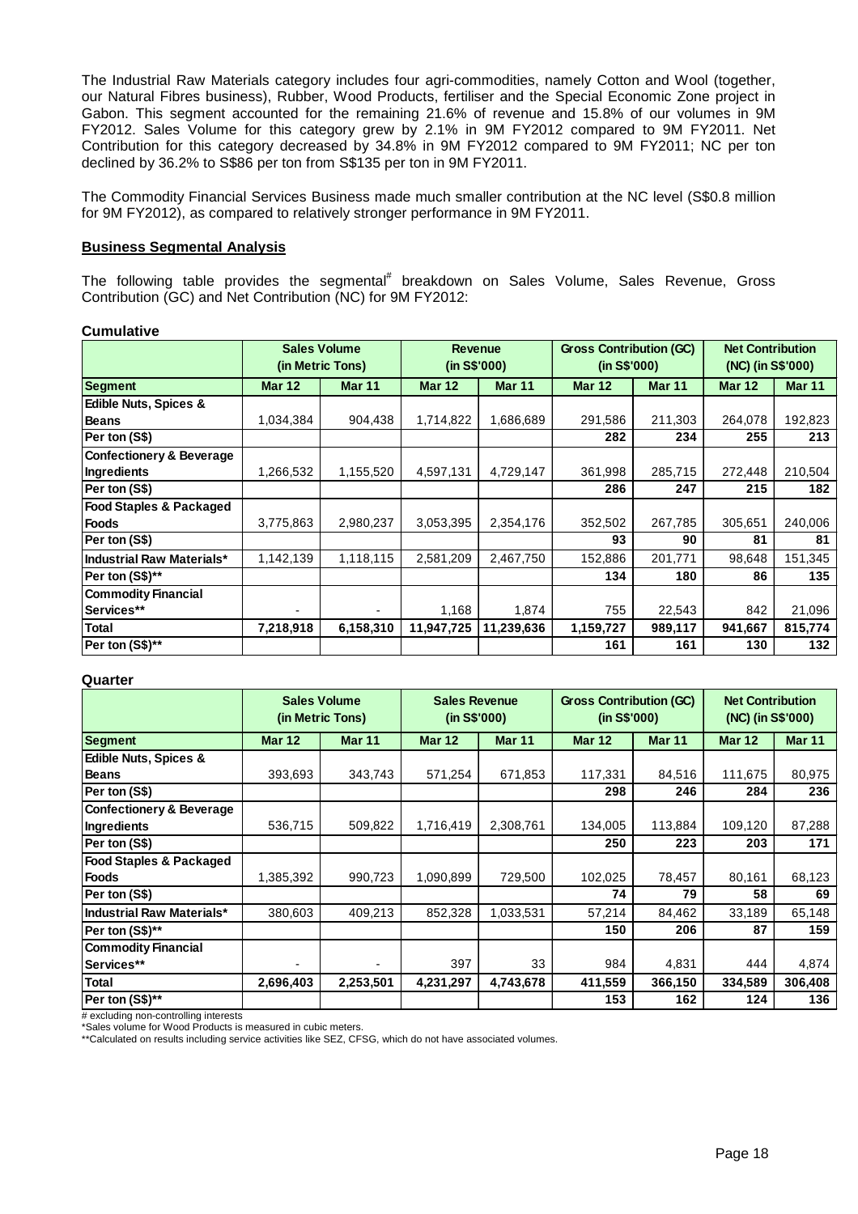The Industrial Raw Materials category includes four agri-commodities, namely Cotton and Wool (together, our Natural Fibres business), Rubber, Wood Products, fertiliser and the Special Economic Zone project in Gabon. This segment accounted for the remaining 21.6% of revenue and 15.8% of our volumes in 9M FY2012. Sales Volume for this category grew by 2.1% in 9M FY2012 compared to 9M FY2011. Net Contribution for this category decreased by 34.8% in 9M FY2012 compared to 9M FY2011; NC per ton declined by 36.2% to S$86 per ton from S$135 per ton in 9M FY2011.

The Commodity Financial Services Business made much smaller contribution at the NC level (S$0.8 million for 9M FY2012), as compared to relatively stronger performance in 9M FY2011.

**Business Segmental Analysis**

The following table provides the segmental# breakdown on Sales Volume, Sales Revenue, Gross Contribution (GC) and Net Contribution (NC) for 9M FY2012:

**Cumulative**

| | Sales Volume (in Metric Tons) | | Revenue (in S$'000) | | Gross Contribution (GC) (in S$'000) | | Net Contribution (NC) (in S$'000) | |
|---|---|---|---|---|---|---|---|---|
| **Segment** | **Mar 12** | **Mar 11** | **Mar 12** | **Mar 11** | **Mar 12** | **Mar 11** | **Mar 12** | **Mar 11** |
| **Edible Nuts, Spices & Beans** | 1,034,384 | 904,438 | 1,714,822 | 1,686,689 | 291,586 | 211,303 | 264,078 | 192,823 |
| **Per ton (S$)** | | | | | **282** | **234** | **255** | **213** |
| **Confectionery & Beverage Ingredients** | 1,266,532 | 1,155,520 | 4,597,131 | 4,729,147 | 361,998 | 285,715 | 272,448 | 210,504 |
| **Per ton (S$)** | | | | | **286** | **247** | **215** | **182** |
| **Food Staples & Packaged Foods** | 3,775,863 | 2,980,237 | 3,053,395 | 2,354,176 | 352,502 | 267,785 | 305,651 | 240,006 |
| **Per ton (S$)** | | | | | **93** | **90** | **81** | **81** |
| **Industrial Raw Materials*** | 1,142,139 | 1,118,115 | 2,581,209 | 2,467,750 | 152,886 | 201,771 | 98,648 | 151,345 |
| **Per ton (S$)**** | | | | | **134** | **180** | **86** | **135** |
| **Commodity Financial Services**** | - | - | 1,168 | 1,874 | 755 | 22,543 | 842 | 21,096 |
| **Total** | **7,218,918** | **6,158,310** | **11,947,725** | **11,239,636** | **1,159,727** | **989,117** | **941,667** | **815,774** |
| **Per ton (S$)**** | | | | | **161** | **161** | **130** | **132** |

**Quarter**

| | Sales Volume (in Metric Tons) | | Sales Revenue (in S$'000) | | Gross Contribution (GC) (in S$'000) | | Net Contribution (NC) (in S$'000) | |
|---|---|---|---|---|---|---|---|---|
| **Segment** | **Mar 12** | **Mar 11** | **Mar 12** | **Mar 11** | **Mar 12** | **Mar 11** | **Mar 12** | **Mar 11** |
| **Edible Nuts, Spices & Beans** | 393,693 | 343,743 | 571,254 | 671,853 | 117,331 | 84,516 | 111,675 | 80,975 |
| **Per ton (S$)** | | | | | **298** | **246** | **284** | **236** |
| **Confectionery & Beverage Ingredients** | 536,715 | 509,822 | 1,716,419 | 2,308,761 | 134,005 | 113,884 | 109,120 | 87,288 |
| **Per ton (S$)** | | | | | **250** | **223** | **203** | **171** |
| **Food Staples & Packaged Foods** | 1,385,392 | 990,723 | 1,090,899 | 729,500 | 102,025 | 78,457 | 80,161 | 68,123 |
| **Per ton (S$)** | | | | | **74** | **79** | **58** | **69** |
| **Industrial Raw Materials*** | 380,603 | 409,213 | 852,328 | 1,033,531 | 57,214 | 84,462 | 33,189 | 65,148 |
| **Per ton (S$)**** | | | | | **150** | **206** | **87** | **159** |
| **Commodity Financial Services**** | - | - | 397 | 33 | 984 | 4,831 | 444 | 4,874 |
| **Total** | **2,696,403** | **2,253,501** | **4,231,297** | **4,743,678** | **411,559** | **366,150** | **334,589** | **306,408** |
| **Per ton (S$)**** | | | | | **153** | **162** | **124** | **136** |

# excluding non-controlling interests

*Sales volume for Wood Products is measured in cubic meters.

**Calculated on results including service activities like SEZ, CFSG, which do not have associated volumes.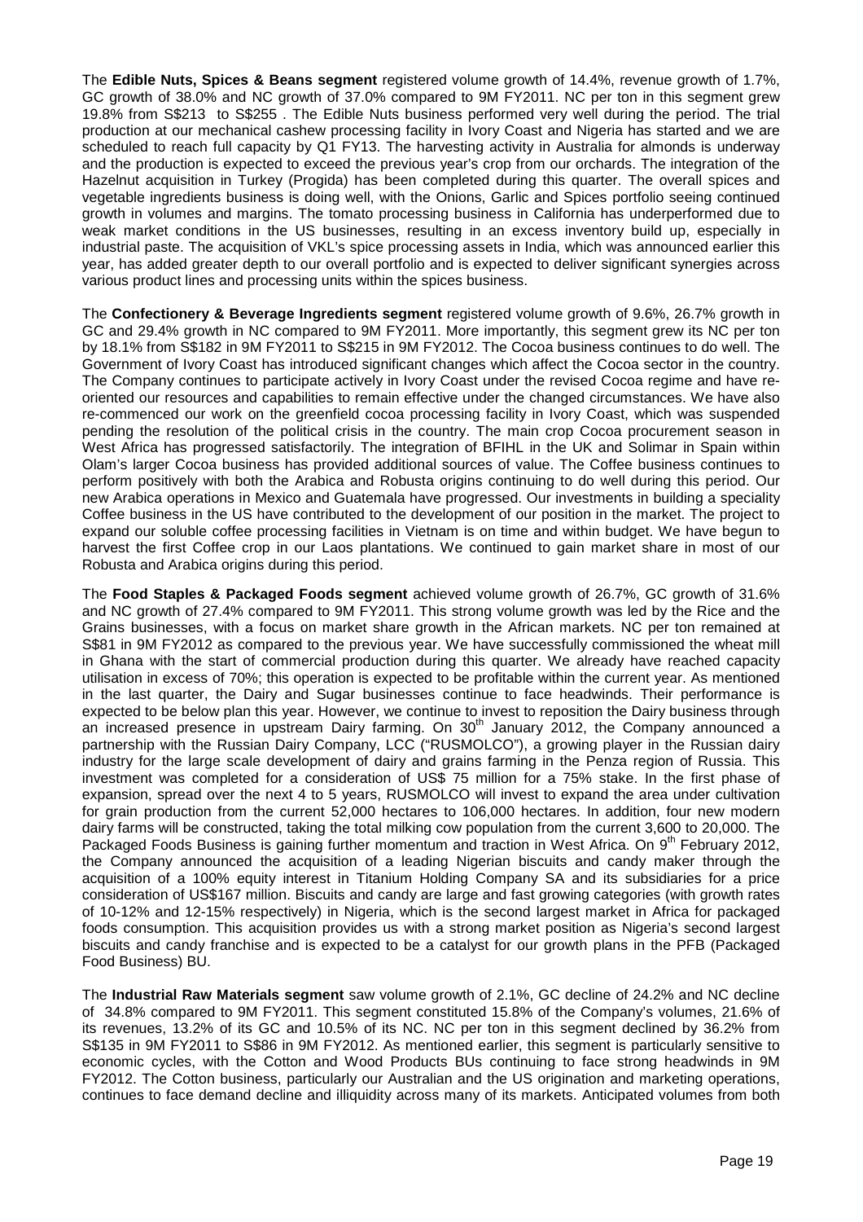The **Edible Nuts, Spices & Beans segment** registered volume growth of 14.4%, revenue growth of 1.7%, GC growth of 38.0% and NC growth of 37.0% compared to 9M FY2011. NC per ton in this segment grew 19.8% from S$213 to S$255 . The Edible Nuts business performed very well during the period. The trial production at our mechanical cashew processing facility in Ivory Coast and Nigeria has started and we are scheduled to reach full capacity by Q1 FY13. The harvesting activity in Australia for almonds is underway and the production is expected to exceed the previous year's crop from our orchards. The integration of the Hazelnut acquisition in Turkey (Progida) has been completed during this quarter. The overall spices and vegetable ingredients business is doing well, with the Onions, Garlic and Spices portfolio seeing continued growth in volumes and margins. The tomato processing business in California has underperformed due to weak market conditions in the US businesses, resulting in an excess inventory build up, especially in industrial paste. The acquisition of VKL's spice processing assets in India, which was announced earlier this year, has added greater depth to our overall portfolio and is expected to deliver significant synergies across various product lines and processing units within the spices business.

The **Confectionery & Beverage Ingredients segment** registered volume growth of 9.6%, 26.7% growth in GC and 29.4% growth in NC compared to 9M FY2011. More importantly, this segment grew its NC per ton by 18.1% from S$182 in 9M FY2011 to S$215 in 9M FY2012. The Cocoa business continues to do well. The Government of Ivory Coast has introduced significant changes which affect the Cocoa sector in the country. The Company continues to participate actively in Ivory Coast under the revised Cocoa regime and have re-oriented our resources and capabilities to remain effective under the changed circumstances. We have also re-commenced our work on the greenfield cocoa processing facility in Ivory Coast, which was suspended pending the resolution of the political crisis in the country. The main crop Cocoa procurement season in West Africa has progressed satisfactorily. The integration of BFIHL in the UK and Solimar in Spain within Olam's larger Cocoa business has provided additional sources of value. The Coffee business continues to perform positively with both the Arabica and Robusta origins continuing to do well during this period. Our new Arabica operations in Mexico and Guatemala have progressed. Our investments in building a speciality Coffee business in the US have contributed to the development of our position in the market. The project to expand our soluble coffee processing facilities in Vietnam is on time and within budget. We have begun to harvest the first Coffee crop in our Laos plantations. We continued to gain market share in most of our Robusta and Arabica origins during this period.

The **Food Staples & Packaged Foods segment** achieved volume growth of 26.7%, GC growth of 31.6% and NC growth of 27.4% compared to 9M FY2011. This strong volume growth was led by the Rice and the Grains businesses, with a focus on market share growth in the African markets. NC per ton remained at S$81 in 9M FY2012 as compared to the previous year. We have successfully commissioned the wheat mill in Ghana with the start of commercial production during this quarter. We already have reached capacity utilisation in excess of 70%; this operation is expected to be profitable within the current year. As mentioned in the last quarter, the Dairy and Sugar businesses continue to face headwinds. Their performance is expected to be below plan this year. However, we continue to invest to reposition the Dairy business through an increased presence in upstream Dairy farming. On 30th January 2012, the Company announced a partnership with the Russian Dairy Company, LCC ("RUSMOLCO"), a growing player in the Russian dairy industry for the large scale development of dairy and grains farming in the Penza region of Russia. This investment was completed for a consideration of US$ 75 million for a 75% stake. In the first phase of expansion, spread over the next 4 to 5 years, RUSMOLCO will invest to expand the area under cultivation for grain production from the current 52,000 hectares to 106,000 hectares. In addition, four new modern dairy farms will be constructed, taking the total milking cow population from the current 3,600 to 20,000. The Packaged Foods Business is gaining further momentum and traction in West Africa. On 9th February 2012, the Company announced the acquisition of a leading Nigerian biscuits and candy maker through the acquisition of a 100% equity interest in Titanium Holding Company SA and its subsidiaries for a price consideration of US$167 million. Biscuits and candy are large and fast growing categories (with growth rates of 10-12% and 12-15% respectively) in Nigeria, which is the second largest market in Africa for packaged foods consumption. This acquisition provides us with a strong market position as Nigeria's second largest biscuits and candy franchise and is expected to be a catalyst for our growth plans in the PFB (Packaged Food Business) BU.

The **Industrial Raw Materials segment** saw volume growth of 2.1%, GC decline of 24.2% and NC decline of 34.8% compared to 9M FY2011. This segment constituted 15.8% of the Company's volumes, 21.6% of its revenues, 13.2% of its GC and 10.5% of its NC. NC per ton in this segment declined by 36.2% from S$135 in 9M FY2011 to S$86 in 9M FY2012. As mentioned earlier, this segment is particularly sensitive to economic cycles, with the Cotton and Wood Products BUs continuing to face strong headwinds in 9M FY2012. The Cotton business, particularly our Australian and the US origination and marketing operations, continues to face demand decline and illiquidity across many of its markets. Anticipated volumes from both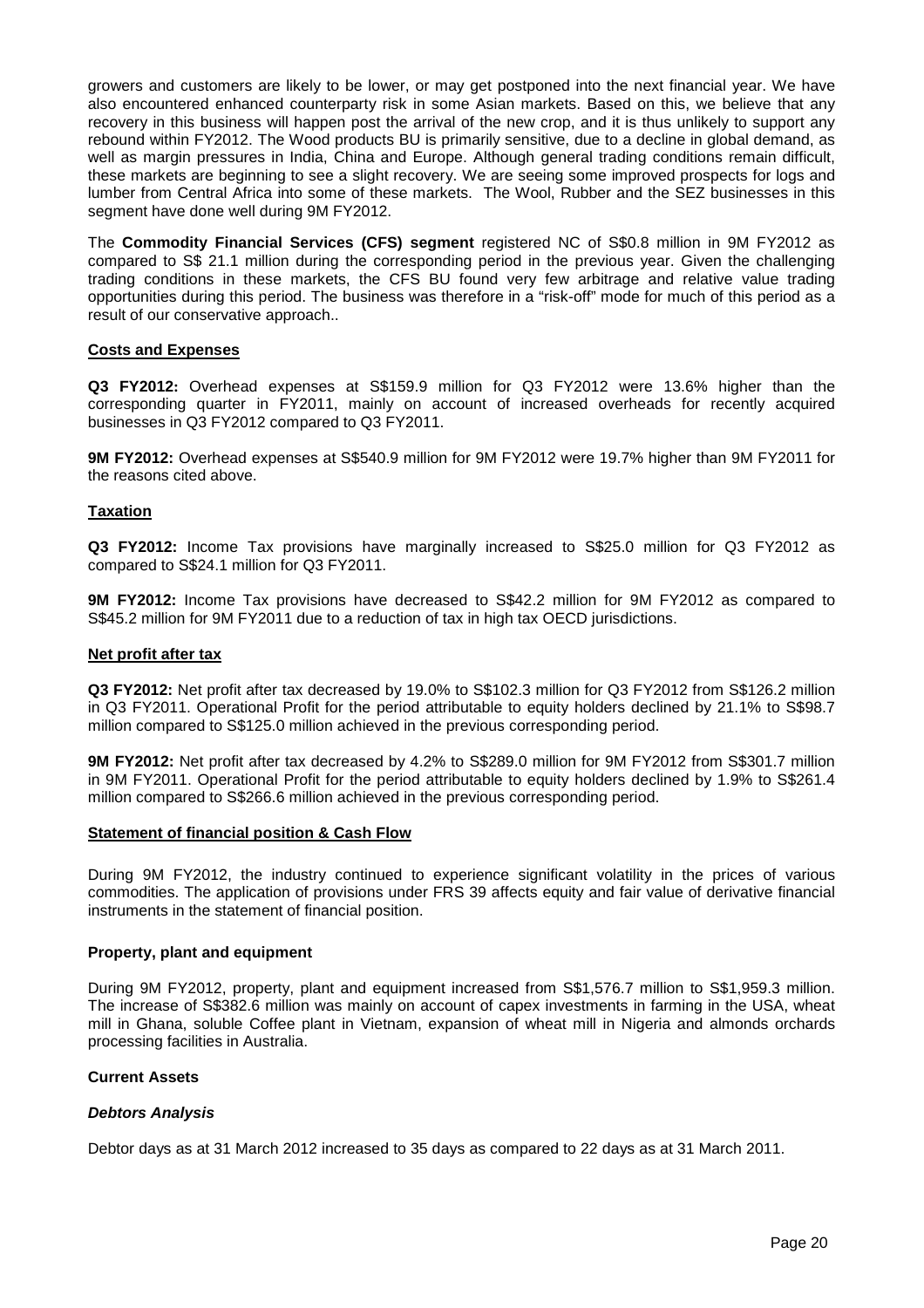growers and customers are likely to be lower, or may get postponed into the next financial year. We have also encountered enhanced counterparty risk in some Asian markets. Based on this, we believe that any recovery in this business will happen post the arrival of the new crop, and it is thus unlikely to support any rebound within FY2012. The Wood products BU is primarily sensitive, due to a decline in global demand, as well as margin pressures in India, China and Europe. Although general trading conditions remain difficult, these markets are beginning to see a slight recovery. We are seeing some improved prospects for logs and lumber from Central Africa into some of these markets. The Wool, Rubber and the SEZ businesses in this segment have done well during 9M FY2012.

The **Commodity Financial Services (CFS) segment** registered NC of S$0.8 million in 9M FY2012 as compared to S$ 21.1 million during the corresponding period in the previous year. Given the challenging trading conditions in these markets, the CFS BU found very few arbitrage and relative value trading opportunities during this period. The business was therefore in a "risk-off" mode for much of this period as a result of our conservative approach..

## Costs and Expenses

**Q3 FY2012:** Overhead expenses at S$159.9 million for Q3 FY2012 were 13.6% higher than the corresponding quarter in FY2011, mainly on account of increased overheads for recently acquired businesses in Q3 FY2012 compared to Q3 FY2011.

**9M FY2012:** Overhead expenses at S$540.9 million for 9M FY2012 were 19.7% higher than 9M FY2011 for the reasons cited above.

## Taxation

**Q3 FY2012:** Income Tax provisions have marginally increased to S$25.0 million for Q3 FY2012 as compared to S$24.1 million for Q3 FY2011.

**9M FY2012:** Income Tax provisions have decreased to S$42.2 million for 9M FY2012 as compared to S$45.2 million for 9M FY2011 due to a reduction of tax in high tax OECD jurisdictions.

## Net profit after tax

**Q3 FY2012:** Net profit after tax decreased by 19.0% to S$102.3 million for Q3 FY2012 from S$126.2 million in Q3 FY2011. Operational Profit for the period attributable to equity holders declined by 21.1% to S$98.7 million compared to S$125.0 million achieved in the previous corresponding period.

**9M FY2012:** Net profit after tax decreased by 4.2% to S$289.0 million for 9M FY2012 from S$301.7 million in 9M FY2011. Operational Profit for the period attributable to equity holders declined by 1.9% to S$261.4 million compared to S$266.6 million achieved in the previous corresponding period.

## Statement of financial position & Cash Flow

During 9M FY2012, the industry continued to experience significant volatility in the prices of various commodities. The application of provisions under FRS 39 affects equity and fair value of derivative financial instruments in the statement of financial position.

### Property, plant and equipment

During 9M FY2012, property, plant and equipment increased from S$1,576.7 million to S$1,959.3 million. The increase of S$382.6 million was mainly on account of capex investments in farming in the USA, wheat mill in Ghana, soluble Coffee plant in Vietnam, expansion of wheat mill in Nigeria and almonds orchards processing facilities in Australia.

### Current Assets

#### *Debtors Analysis*

Debtor days as at 31 March 2012 increased to 35 days as compared to 22 days as at 31 March 2011.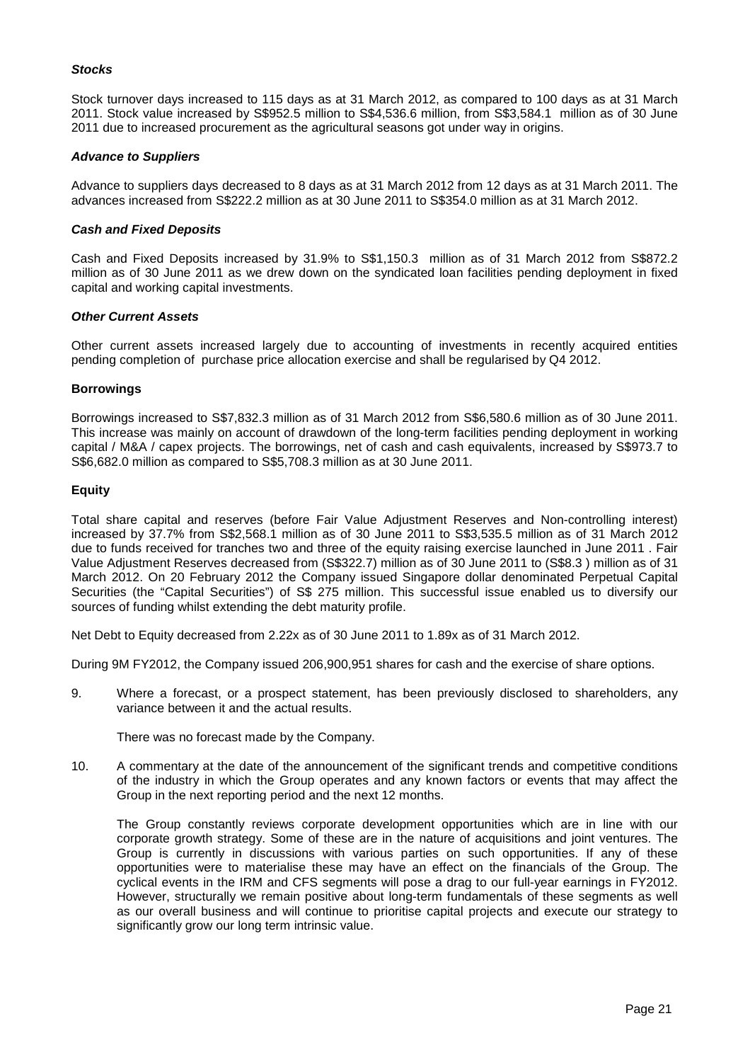***Stocks***

Stock turnover days increased to 115 days as at 31 March 2012, as compared to 100 days as at 31 March 2011. Stock value increased by S$952.5 million to S$4,536.6 million, from S$3,584.1 million as of 30 June 2011 due to increased procurement as the agricultural seasons got under way in origins.

***Advance to Suppliers***

Advance to suppliers days decreased to 8 days as at 31 March 2012 from 12 days as at 31 March 2011. The advances increased from S$222.2 million as at 30 June 2011 to S$354.0 million as at 31 March 2012.

***Cash and Fixed Deposits***

Cash and Fixed Deposits increased by 31.9% to S$1,150.3 million as of 31 March 2012 from S$872.2 million as of 30 June 2011 as we drew down on the syndicated loan facilities pending deployment in fixed capital and working capital investments.

***Other Current Assets***

Other current assets increased largely due to accounting of investments in recently acquired entities pending completion of purchase price allocation exercise and shall be regularised by Q4 2012.

**Borrowings**

Borrowings increased to S$7,832.3 million as of 31 March 2012 from S$6,580.6 million as of 30 June 2011. This increase was mainly on account of drawdown of the long-term facilities pending deployment in working capital / M&A / capex projects. The borrowings, net of cash and cash equivalents, increased by S$973.7 to S$6,682.0 million as compared to S$5,708.3 million as at 30 June 2011.

**Equity**

Total share capital and reserves (before Fair Value Adjustment Reserves and Non-controlling interest) increased by 37.7% from S$2,568.1 million as of 30 June 2011 to S$3,535.5 million as of 31 March 2012 due to funds received for tranches two and three of the equity raising exercise launched in June 2011 . Fair Value Adjustment Reserves decreased from (S$322.7) million as of 30 June 2011 to (S$8.3 ) million as of 31 March 2012. On 20 February 2012 the Company issued Singapore dollar denominated Perpetual Capital Securities (the "Capital Securities") of S$ 275 million. This successful issue enabled us to diversify our sources of funding whilst extending the debt maturity profile.

Net Debt to Equity decreased from 2.22x as of 30 June 2011 to 1.89x as of 31 March 2012.

During 9M FY2012, the Company issued 206,900,951 shares for cash and the exercise of share options.

9. Where a forecast, or a prospect statement, has been previously disclosed to shareholders, any variance between it and the actual results.

   There was no forecast made by the Company.

10. A commentary at the date of the announcement of the significant trends and competitive conditions of the industry in which the Group operates and any known factors or events that may affect the Group in the next reporting period and the next 12 months.

    The Group constantly reviews corporate development opportunities which are in line with our corporate growth strategy. Some of these are in the nature of acquisitions and joint ventures. The Group is currently in discussions with various parties on such opportunities. If any of these opportunities were to materialise these may have an effect on the financials of the Group. The cyclical events in the IRM and CFS segments will pose a drag to our full-year earnings in FY2012. However, structurally we remain positive about long-term fundamentals of these segments as well as our overall business and will continue to prioritise capital projects and execute our strategy to significantly grow our long term intrinsic value.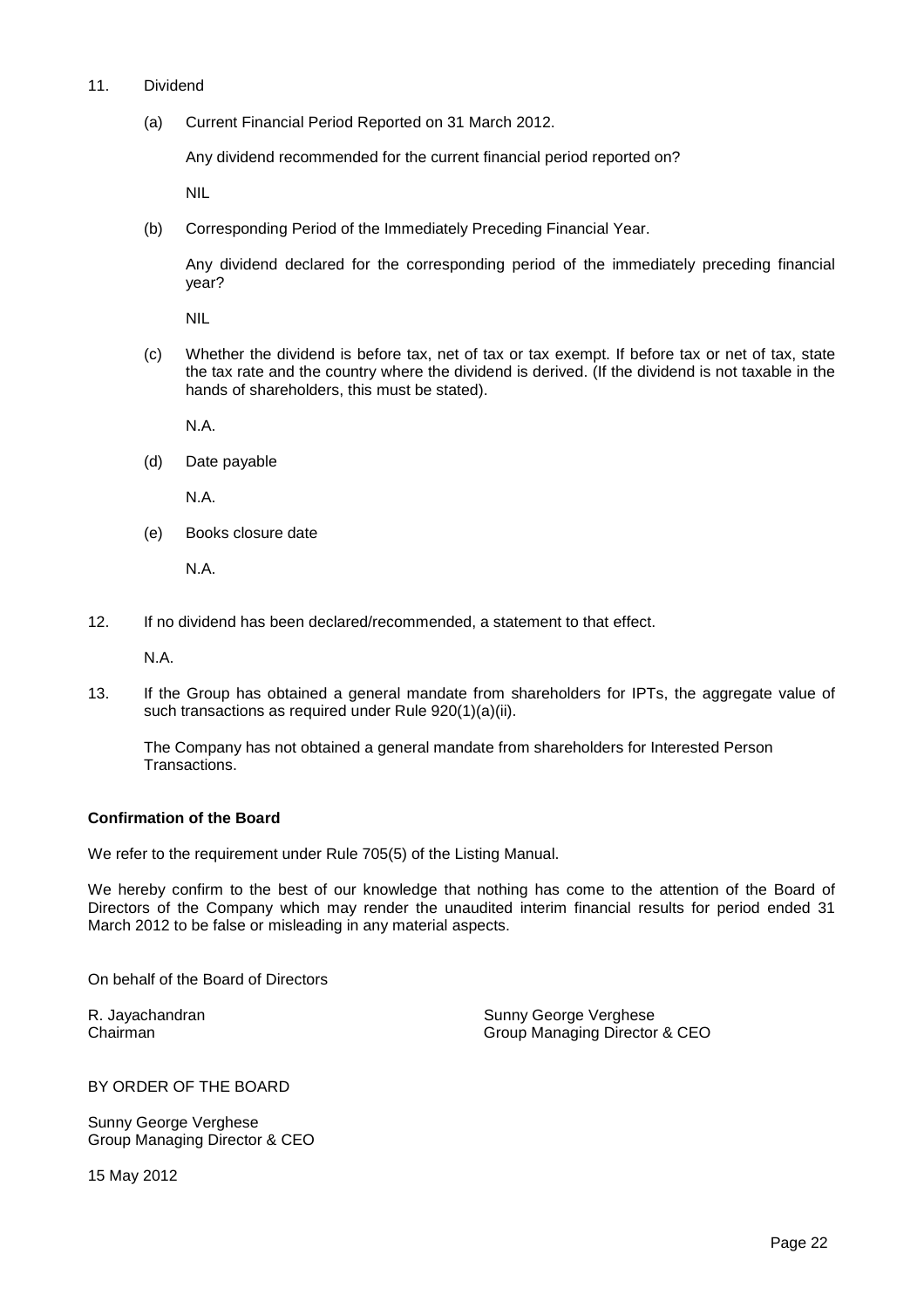11. Dividend

    (a) Current Financial Period Reported on 31 March 2012.

    Any dividend recommended for the current financial period reported on?

    NIL

    (b) Corresponding Period of the Immediately Preceding Financial Year.

    Any dividend declared for the corresponding period of the immediately preceding financial year?

    NIL

    (c) Whether the dividend is before tax, net of tax or tax exempt. If before tax or net of tax, state the tax rate and the country where the dividend is derived. (If the dividend is not taxable in the hands of shareholders, this must be stated).

    N.A.

    (d) Date payable

    N.A.

    (e) Books closure date

    N.A.

12. If no dividend has been declared/recommended, a statement to that effect.

    N.A.

13. If the Group has obtained a general mandate from shareholders for IPTs, the aggregate value of such transactions as required under Rule 920(1)(a)(ii).

    The Company has not obtained a general mandate from shareholders for Interested Person Transactions.

**Confirmation of the Board**

We refer to the requirement under Rule 705(5) of the Listing Manual.

We hereby confirm to the best of our knowledge that nothing has come to the attention of the Board of Directors of the Company which may render the unaudited interim financial results for period ended 31 March 2012 to be false or misleading in any material aspects.

On behalf of the Board of Directors

R. Jayachandran
Chairman

Sunny George Verghese
Group Managing Director & CEO

BY ORDER OF THE BOARD

Sunny George Verghese
Group Managing Director & CEO

15 May 2012